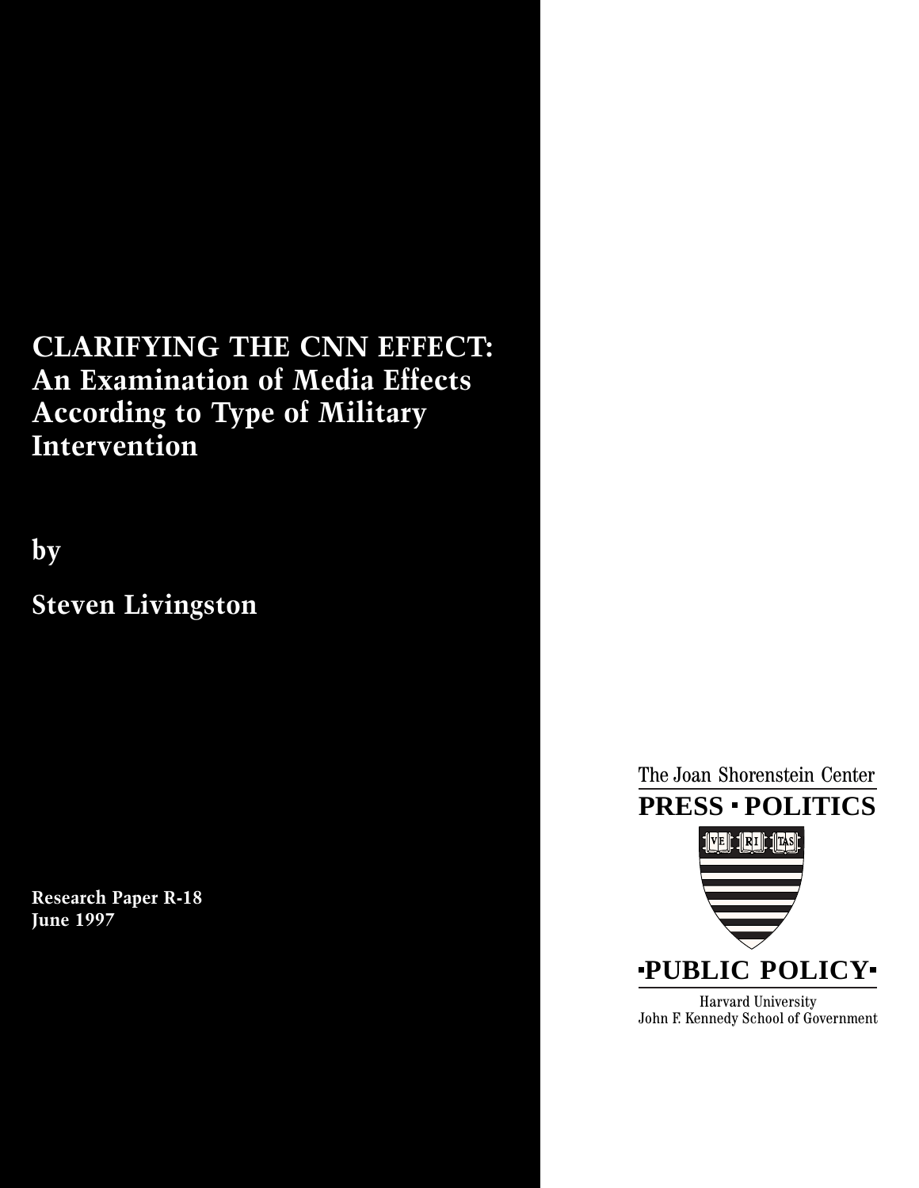# CLARIFYING THE CNN EFFECT: An Examination of Media Effects According to Type of Military Intervention

**by**

**Steven Livingston**

**Research Paper R-18**
**June 1997**

The Joan Shorenstein Center
**PRESS · POLITICS**
**·PUBLIC POLICY·**
Harvard University
John F. Kennedy School of Government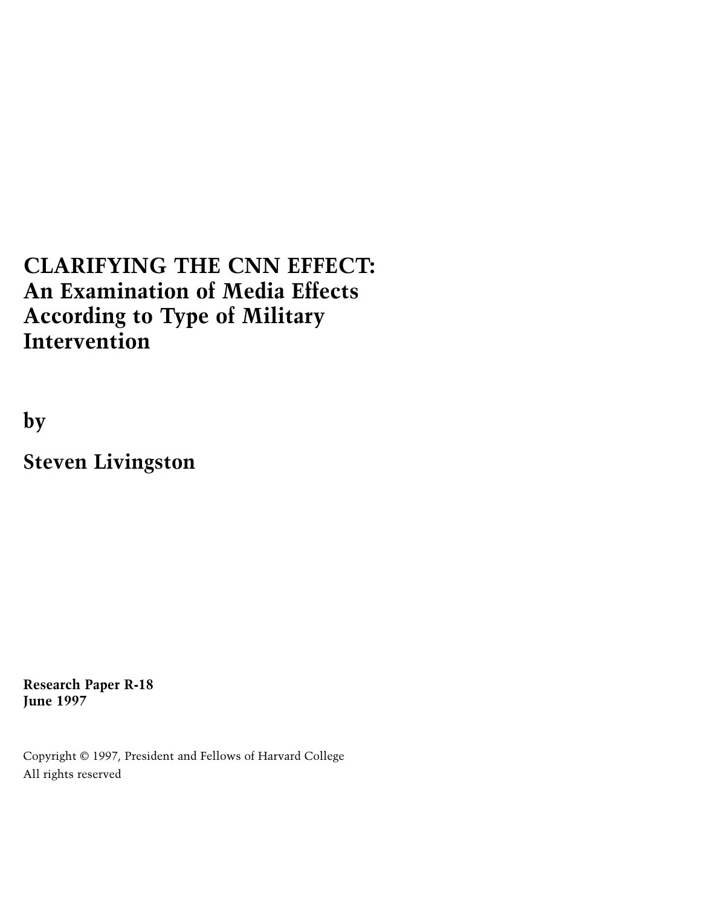# CLARIFYING THE CNN EFFECT: An Examination of Media Effects According to Type of Military Intervention

**by**

**Steven Livingston**

**Research Paper R-18**
**June 1997**

Copyright © 1997, President and Fellows of Harvard College
All rights reserved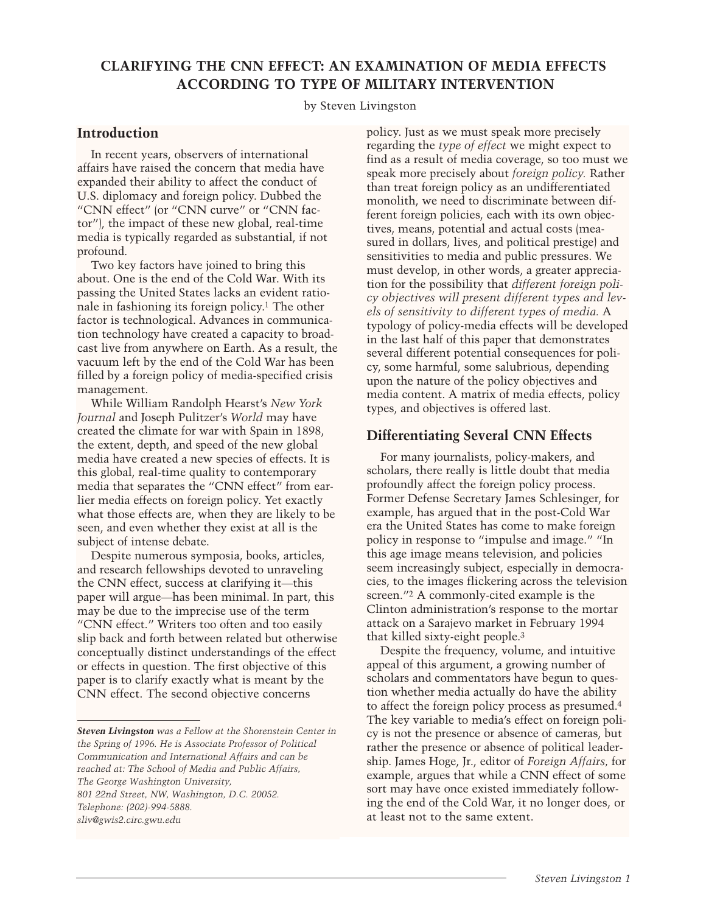# CLARIFYING THE CNN EFFECT: AN EXAMINATION OF MEDIA EFFECTS ACCORDING TO TYPE OF MILITARY INTERVENTION

by Steven Livingston

## Introduction

In recent years, observers of international affairs have raised the concern that media have expanded their ability to affect the conduct of U.S. diplomacy and foreign policy. Dubbed the "CNN effect" (or "CNN curve" or "CNN factor"), the impact of these new global, real-time media is typically regarded as substantial, if not profound.

Two key factors have joined to bring this about. One is the end of the Cold War. With its passing the United States lacks an evident rationale in fashioning its foreign policy.[1] The other factor is technological. Advances in communication technology have created a capacity to broadcast live from anywhere on Earth. As a result, the vacuum left by the end of the Cold War has been filled by a foreign policy of media-specified crisis management.

While William Randolph Hearst's *New York Journal* and Joseph Pulitzer's *World* may have created the climate for war with Spain in 1898, the extent, depth, and speed of the new global media have created a new species of effects. It is this global, real-time quality to contemporary media that separates the "CNN effect" from earlier media effects on foreign policy. Yet exactly what those effects are, when they are likely to be seen, and even whether they exist at all is the subject of intense debate.

Despite numerous symposia, books, articles, and research fellowships devoted to unraveling the CNN effect, success at clarifying it—this paper will argue—has been minimal. In part, this may be due to the imprecise use of the term "CNN effect." Writers too often and too easily slip back and forth between related but otherwise conceptually distinct understandings of the effect or effects in question. The first objective of this paper is to clarify exactly what is meant by the CNN effect. The second objective concerns policy. Just as we must speak more precisely regarding the *type of effect* we might expect to find as a result of media coverage, so too must we speak more precisely about *foreign policy.* Rather than treat foreign policy as an undifferentiated monolith, we need to discriminate between different foreign policies, each with its own objectives, means, potential and actual costs (measured in dollars, lives, and political prestige) and sensitivities to media and public pressures. We must develop, in other words, a greater appreciation for the possibility that *different foreign policy objectives will present different types and levels of sensitivity to different types of media.* A typology of policy-media effects will be developed in the last half of this paper that demonstrates several different potential consequences for policy, some harmful, some salubrious, depending upon the nature of the policy objectives and media content. A matrix of media effects, policy types, and objectives is offered last.

*__Steven Livingston__ was a Fellow at the Shorenstein Center in the Spring of 1996. He is Associate Professor of Political Communication and International Affairs and can be reached at: The School of Media and Public Affairs, The George Washington University, 801 22nd Street, NW, Washington, D.C. 20052. Telephone: (202)-994-5888. sliv@gwis2.circ.gwu.edu*

## Differentiating Several CNN Effects

For many journalists, policy-makers, and scholars, there really is little doubt that media profoundly affect the foreign policy process. Former Defense Secretary James Schlesinger, for example, has argued that in the post-Cold War era the United States has come to make foreign policy in response to "impulse and image." "In this age image means television, and policies seem increasingly subject, especially in democracies, to the images flickering across the television screen."[2] A commonly-cited example is the Clinton administration's response to the mortar attack on a Sarajevo market in February 1994 that killed sixty-eight people.[3]

Despite the frequency, volume, and intuitive appeal of this argument, a growing number of scholars and commentators have begun to question whether media actually do have the ability to affect the foreign policy process as presumed.[4] The key variable to media's effect on foreign policy is not the presence or absence of cameras, but rather the presence or absence of political leadership. James Hoge, Jr., editor of *Foreign Affairs,* for example, argues that while a CNN effect of some sort may have once existed immediately following the end of the Cold War, it no longer does, or at least not to the same extent.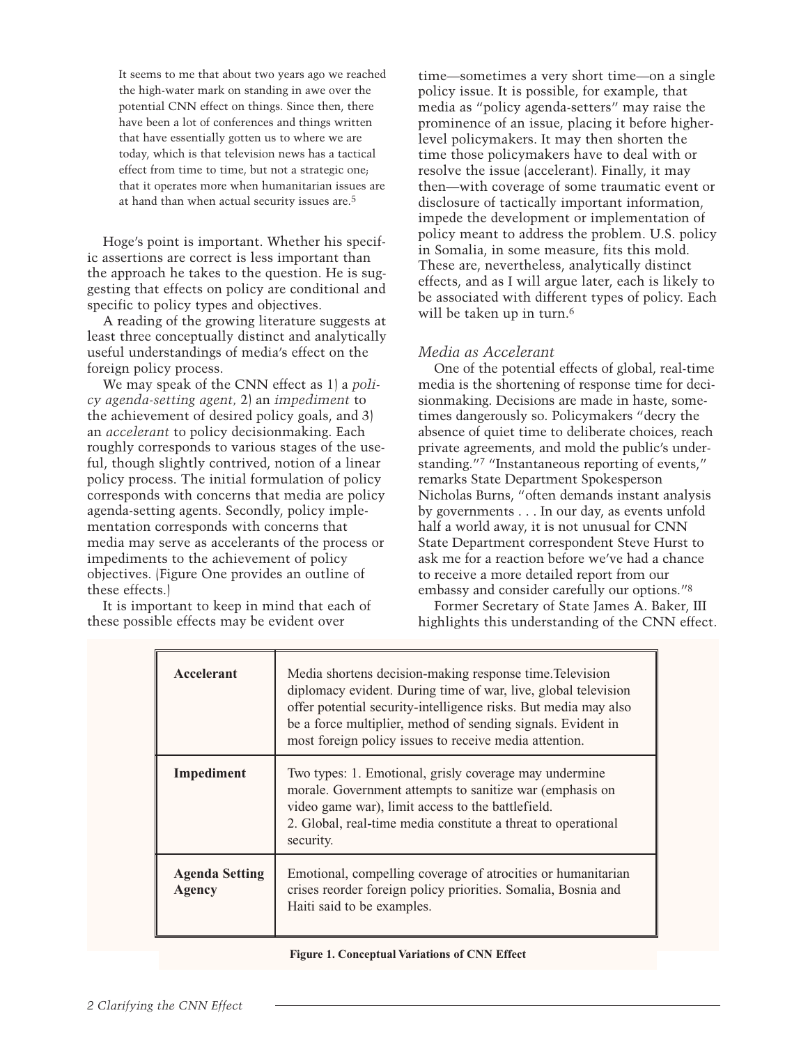> It seems to me that about two years ago we reached the high-water mark on standing in awe over the potential CNN effect on things. Since then, there have been a lot of conferences and things written that have essentially gotten us to where we are today, which is that television news has a tactical effect from time to time, but not a strategic one; that it operates more when humanitarian issues are at hand than when actual security issues are.[5]

Hoge's point is important. Whether his specific assertions are correct is less important than the approach he takes to the question. He is suggesting that effects on policy are conditional and specific to policy types and objectives.

A reading of the growing literature suggests at least three conceptually distinct and analytically useful understandings of media's effect on the foreign policy process.

We may speak of the CNN effect as 1) a *policy agenda-setting agent,* 2) an *impediment* to the achievement of desired policy goals, and 3) an *accelerant* to policy decisionmaking. Each roughly corresponds to various stages of the useful, though slightly contrived, notion of a linear policy process. The initial formulation of policy corresponds with concerns that media are policy agenda-setting agents. Secondly, policy implementation corresponds with concerns that media may serve as accelerants of the process or impediments to the achievement of policy objectives. (Figure One provides an outline of these effects.)

It is important to keep in mind that each of these possible effects may be evident over time—sometimes a very short time—on a single policy issue. It is possible, for example, that media as "policy agenda-setters" may raise the prominence of an issue, placing it before higher-level policymakers. It may then shorten the time those policymakers have to deal with or resolve the issue (accelerant). Finally, it may then—with coverage of some traumatic event or disclosure of tactically important information, impede the development or implementation of policy meant to address the problem. U.S. policy in Somalia, in some measure, fits this mold. These are, nevertheless, analytically distinct effects, and as I will argue later, each is likely to be associated with different types of policy. Each will be taken up in turn.[6]

### *Media as Accelerant*

One of the potential effects of global, real-time media is the shortening of response time for decisionmaking. Decisions are made in haste, sometimes dangerously so. Policymakers "decry the absence of quiet time to deliberate choices, reach private agreements, and mold the public's understanding."[7] "Instantaneous reporting of events," remarks State Department Spokesperson Nicholas Burns, "often demands instant analysis by governments . . . In our day, as events unfold half a world away, it is not unusual for CNN State Department correspondent Steve Hurst to ask me for a reaction before we've had a chance to receive a more detailed report from our embassy and consider carefully our options."[8]

Former Secretary of State James A. Baker, III highlights this understanding of the CNN effect.

| | |
|---|---|
| **Accelerant** | Media shortens decision-making response time. Television diplomacy evident. During time of war, live, global television offer potential security-intelligence risks. But media may also be a force multiplier, method of sending signals. Evident in most foreign policy issues to receive media attention. |
| **Impediment** | Two types: 1. Emotional, grisly coverage may undermine morale. Government attempts to sanitize war (emphasis on video game war), limit access to the battlefield. 2. Global, real-time media constitute a threat to operational security. |
| **Agenda Setting Agency** | Emotional, compelling coverage of atrocities or humanitarian crises reorder foreign policy priorities. Somalia, Bosnia and Haiti said to be examples. |

**Figure 1. Conceptual Variations of CNN Effect**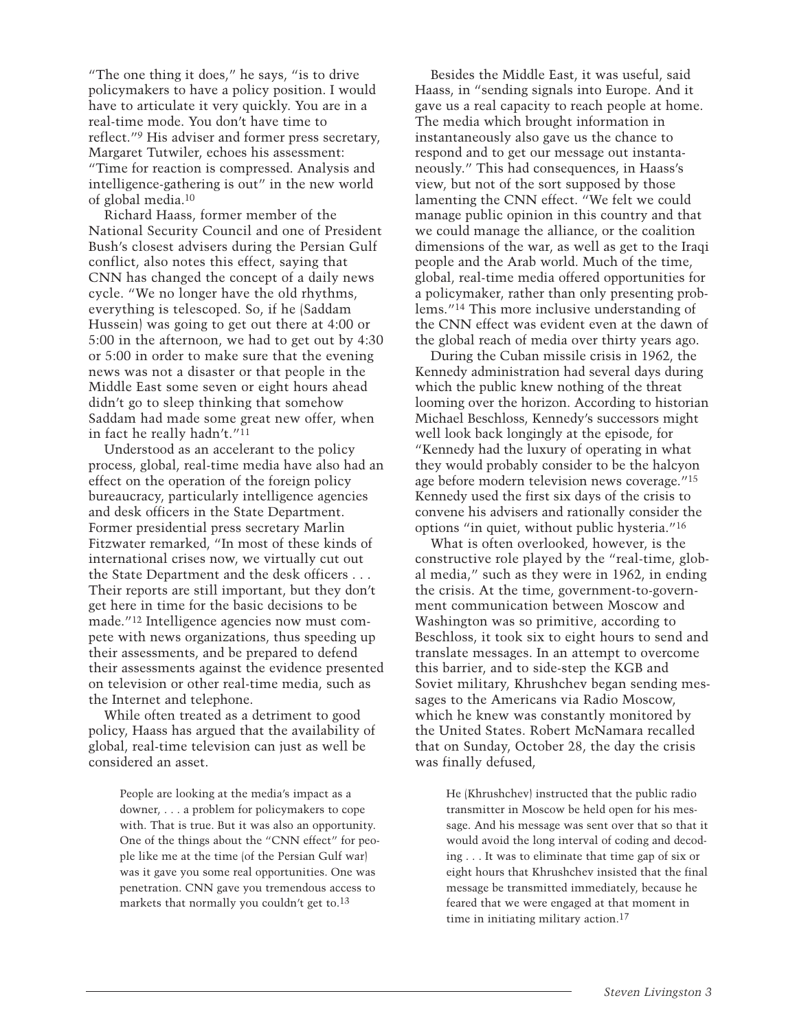"The one thing it does," he says, "is to drive policymakers to have a policy position. I would have to articulate it very quickly. You are in a real-time mode. You don't have time to reflect."[9] His adviser and former press secretary, Margaret Tutwiler, echoes his assessment: "Time for reaction is compressed. Analysis and intelligence-gathering is out" in the new world of global media.[10]

Richard Haass, former member of the National Security Council and one of President Bush's closest advisers during the Persian Gulf conflict, also notes this effect, saying that CNN has changed the concept of a daily news cycle. "We no longer have the old rhythms, everything is telescoped. So, if he (Saddam Hussein) was going to get out there at 4:00 or 5:00 in the afternoon, we had to get out by 4:30 or 5:00 in order to make sure that the evening news was not a disaster or that people in the Middle East some seven or eight hours ahead didn't go to sleep thinking that somehow Saddam had made some great new offer, when in fact he really hadn't."[11]

Understood as an accelerant to the policy process, global, real-time media have also had an effect on the operation of the foreign policy bureaucracy, particularly intelligence agencies and desk officers in the State Department. Former presidential press secretary Marlin Fitzwater remarked, "In most of these kinds of international crises now, we virtually cut out the State Department and the desk officers . . . Their reports are still important, but they don't get here in time for the basic decisions to be made."[12] Intelligence agencies now must compete with news organizations, thus speeding up their assessments, and be prepared to defend their assessments against the evidence presented on television or other real-time media, such as the Internet and telephone.

While often treated as a detriment to good policy, Haass has argued that the availability of global, real-time television can just as well be considered an asset.

> People are looking at the media's impact as a downer, . . . a problem for policymakers to cope with. That is true. But it was also an opportunity. One of the things about the "CNN effect" for people like me at the time (of the Persian Gulf war) was it gave you some real opportunities. One was penetration. CNN gave you tremendous access to markets that normally you couldn't get to.[13]

Besides the Middle East, it was useful, said Haass, in "sending signals into Europe. And it gave us a real capacity to reach people at home. The media which brought information in instantaneously also gave us the chance to respond and to get our message out instantaneously." This had consequences, in Haass's view, but not of the sort supposed by those lamenting the CNN effect. "We felt we could manage public opinion in this country and that we could manage the alliance, or the coalition dimensions of the war, as well as get to the Iraqi people and the Arab world. Much of the time, global, real-time media offered opportunities for a policymaker, rather than only presenting problems."[14] This more inclusive understanding of the CNN effect was evident even at the dawn of the global reach of media over thirty years ago.

During the Cuban missile crisis in 1962, the Kennedy administration had several days during which the public knew nothing of the threat looming over the horizon. According to historian Michael Beschloss, Kennedy's successors might well look back longingly at the episode, for "Kennedy had the luxury of operating in what they would probably consider to be the halcyon age before modern television news coverage."[15] Kennedy used the first six days of the crisis to convene his advisers and rationally consider the options "in quiet, without public hysteria."[16]

What is often overlooked, however, is the constructive role played by the "real-time, global media," such as they were in 1962, in ending the crisis. At the time, government-to-government communication between Moscow and Washington was so primitive, according to Beschloss, it took six to eight hours to send and translate messages. In an attempt to overcome this barrier, and to side-step the KGB and Soviet military, Khrushchev began sending messages to the Americans via Radio Moscow, which he knew was constantly monitored by the United States. Robert McNamara recalled that on Sunday, October 28, the day the crisis was finally defused,

> He (Khrushchev) instructed that the public radio transmitter in Moscow be held open for his message. And his message was sent over that so that it would avoid the long interval of coding and decoding . . . It was to eliminate that time gap of six or eight hours that Khrushchev insisted that the final message be transmitted immediately, because he feared that we were engaged at that moment in time in initiating military action.[17]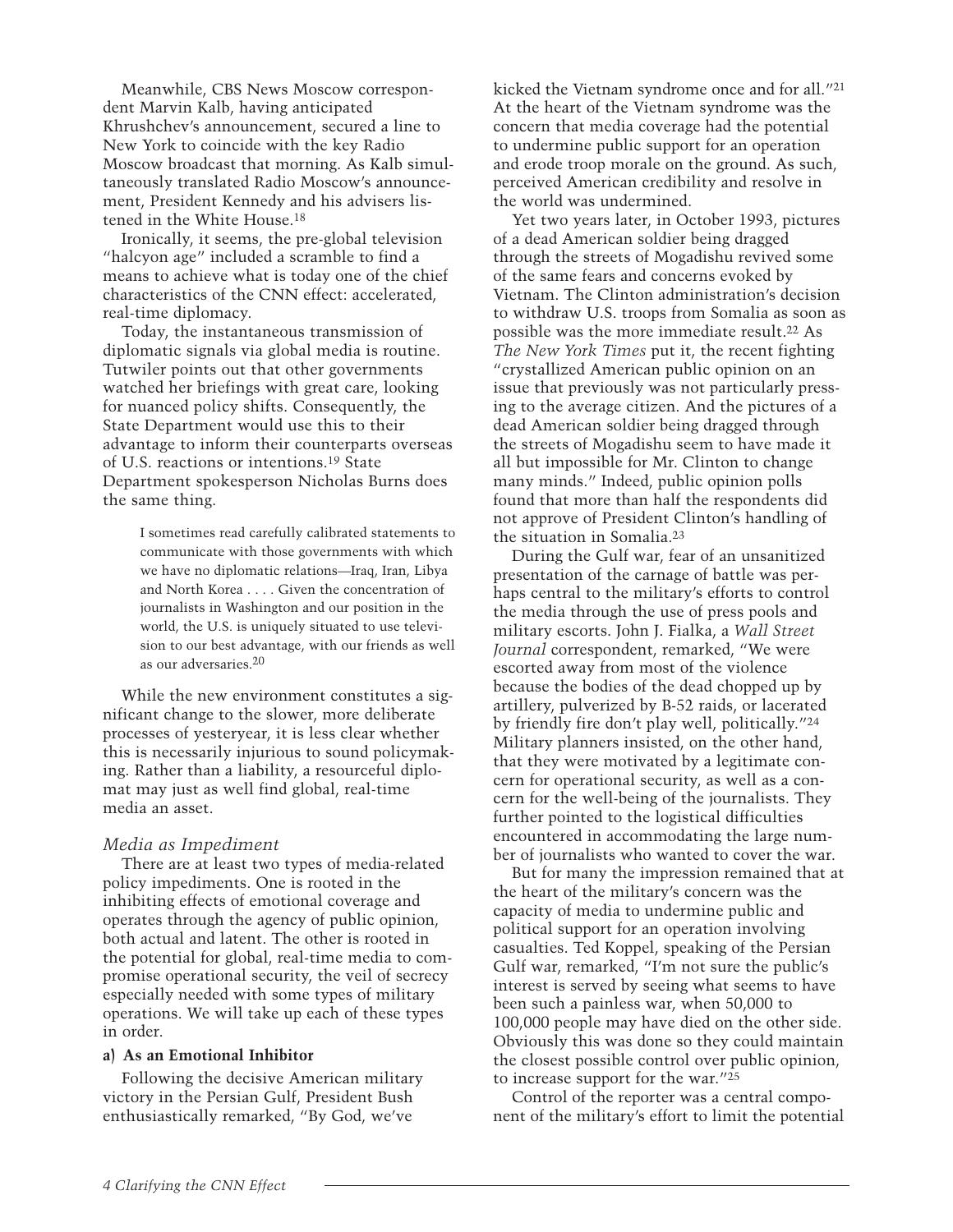Meanwhile, CBS News Moscow correspondent Marvin Kalb, having anticipated Khrushchev's announcement, secured a line to New York to coincide with the key Radio Moscow broadcast that morning. As Kalb simultaneously translated Radio Moscow's announcement, President Kennedy and his advisers listened in the White House.[18]

Ironically, it seems, the pre-global television "halcyon age" included a scramble to find a means to achieve what is today one of the chief characteristics of the CNN effect: accelerated, real-time diplomacy.

Today, the instantaneous transmission of diplomatic signals via global media is routine. Tutwiler points out that other governments watched her briefings with great care, looking for nuanced policy shifts. Consequently, the State Department would use this to their advantage to inform their counterparts overseas of U.S. reactions or intentions.[19] State Department spokesperson Nicholas Burns does the same thing.

> I sometimes read carefully calibrated statements to communicate with those governments with which we have no diplomatic relations—Iraq, Iran, Libya and North Korea . . . . Given the concentration of journalists in Washington and our position in the world, the U.S. is uniquely situated to use television to our best advantage, with our friends as well as our adversaries.[20]

While the new environment constitutes a significant change to the slower, more deliberate processes of yesteryear, it is less clear whether this is necessarily injurious to sound policymaking. Rather than a liability, a resourceful diplomat may just as well find global, real-time media an asset.

### *Media as Impediment*

There are at least two types of media-related policy impediments. One is rooted in the inhibiting effects of emotional coverage and operates through the agency of public opinion, both actual and latent. The other is rooted in the potential for global, real-time media to compromise operational security, the veil of secrecy especially needed with some types of military operations. We will take up each of these types in order.

#### a) As an Emotional Inhibitor

Following the decisive American military victory in the Persian Gulf, President Bush enthusiastically remarked, "By God, we've kicked the Vietnam syndrome once and for all."[21] At the heart of the Vietnam syndrome was the concern that media coverage had the potential to undermine public support for an operation and erode troop morale on the ground. As such, perceived American credibility and resolve in the world was undermined.

Yet two years later, in October 1993, pictures of a dead American soldier being dragged through the streets of Mogadishu revived some of the same fears and concerns evoked by Vietnam. The Clinton administration's decision to withdraw U.S. troops from Somalia as soon as possible was the more immediate result.[22] As *The New York Times* put it, the recent fighting "crystallized American public opinion on an issue that previously was not particularly pressing to the average citizen. And the pictures of a dead American soldier being dragged through the streets of Mogadishu seem to have made it all but impossible for Mr. Clinton to change many minds." Indeed, public opinion polls found that more than half the respondents did not approve of President Clinton's handling of the situation in Somalia.[23]

During the Gulf war, fear of an unsanitized presentation of the carnage of battle was perhaps central to the military's efforts to control the media through the use of press pools and military escorts. John J. Fialka, a *Wall Street Journal* correspondent, remarked, "We were escorted away from most of the violence because the bodies of the dead chopped up by artillery, pulverized by B-52 raids, or lacerated by friendly fire don't play well, politically."[24] Military planners insisted, on the other hand, that they were motivated by a legitimate concern for operational security, as well as a concern for the well-being of the journalists. They further pointed to the logistical difficulties encountered in accommodating the large number of journalists who wanted to cover the war.

But for many the impression remained that at the heart of the military's concern was the capacity of media to undermine public and political support for an operation involving casualties. Ted Koppel, speaking of the Persian Gulf war, remarked, "I'm not sure the public's interest is served by seeing what seems to have been such a painless war, when 50,000 to 100,000 people may have died on the other side. Obviously this was done so they could maintain the closest possible control over public opinion, to increase support for the war."[25]

Control of the reporter was a central component of the military's effort to limit the potential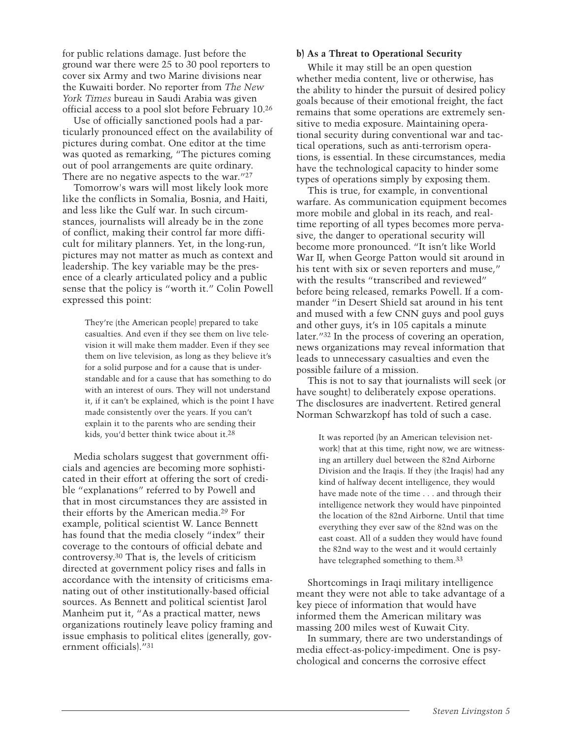for public relations damage. Just before the ground war there were 25 to 30 pool reporters to cover six Army and two Marine divisions near the Kuwaiti border. No reporter from *The New York Times* bureau in Saudi Arabia was given official access to a pool slot before February 10.[26]

Use of officially sanctioned pools had a particularly pronounced effect on the availability of pictures during combat. One editor at the time was quoted as remarking, "The pictures coming out of pool arrangements are quite ordinary. There are no negative aspects to the war."[27]

Tomorrow's wars will most likely look more like the conflicts in Somalia, Bosnia, and Haiti, and less like the Gulf war. In such circumstances, journalists will already be in the zone of conflict, making their control far more difficult for military planners. Yet, in the long-run, pictures may not matter as much as context and leadership. The key variable may be the presence of a clearly articulated policy and a public sense that the policy is "worth it." Colin Powell expressed this point:

> They're (the American people) prepared to take casualties. And even if they see them on live television it will make them madder. Even if they see them on live television, as long as they believe it's for a solid purpose and for a cause that is understandable and for a cause that has something to do with an interest of ours. They will not understand it, if it can't be explained, which is the point I have made consistently over the years. If you can't explain it to the parents who are sending their kids, you'd better think twice about it.[28]

Media scholars suggest that government officials and agencies are becoming more sophisticated in their effort at offering the sort of credible "explanations" referred to by Powell and that in most circumstances they are assisted in their efforts by the American media.[29] For example, political scientist W. Lance Bennett has found that the media closely "index" their coverage to the contours of official debate and controversy.[30] That is, the levels of criticism directed at government policy rises and falls in accordance with the intensity of criticisms emanating out of other institutionally-based official sources. As Bennett and political scientist Jarol Manheim put it, "As a practical matter, news organizations routinely leave policy framing and issue emphasis to political elites (generally, government officials)."[31]

#### b) As a Threat to Operational Security

While it may still be an open question whether media content, live or otherwise, has the ability to hinder the pursuit of desired policy goals because of their emotional freight, the fact remains that some operations are extremely sensitive to media exposure. Maintaining operational security during conventional war and tactical operations, such as anti-terrorism operations, is essential. In these circumstances, media have the technological capacity to hinder some types of operations simply by exposing them.

This is true, for example, in conventional warfare. As communication equipment becomes more mobile and global in its reach, and real-time reporting of all types becomes more pervasive, the danger to operational security will become more pronounced. "It isn't like World War II, when George Patton would sit around in his tent with six or seven reporters and muse," with the results "transcribed and reviewed" before being released, remarks Powell. If a commander "in Desert Shield sat around in his tent and mused with a few CNN guys and pool guys and other guys, it's in 105 capitals a minute later."[32] In the process of covering an operation, news organizations may reveal information that leads to unnecessary casualties and even the possible failure of a mission.

This is not to say that journalists will seek (or have sought) to deliberately expose operations. The disclosures are inadvertent. Retired general Norman Schwarzkopf has told of such a case.

> It was reported (by an American television network) that at this time, right now, we are witnessing an artillery duel between the 82nd Airborne Division and the Iraqis. If they (the Iraqis) had any kind of halfway decent intelligence, they would have made note of the time . . . and through their intelligence network they would have pinpointed the location of the 82nd Airborne. Until that time everything they ever saw of the 82nd was on the east coast. All of a sudden they would have found the 82nd way to the west and it would certainly have telegraphed something to them.[33]

Shortcomings in Iraqi military intelligence meant they were not able to take advantage of a key piece of information that would have informed them the American military was massing 200 miles west of Kuwait City.

In summary, there are two understandings of media effect-as-policy-impediment. One is psychological and concerns the corrosive effect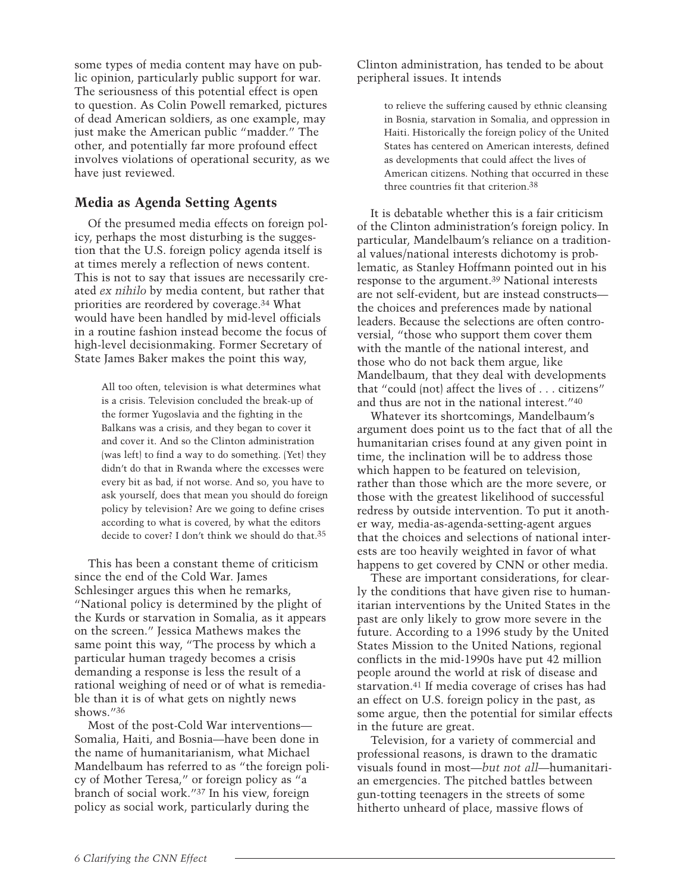some types of media content may have on public opinion, particularly public support for war. The seriousness of this potential effect is open to question. As Colin Powell remarked, pictures of dead American soldiers, as one example, may just make the American public "madder." The other, and potentially far more profound effect involves violations of operational security, as we have just reviewed.

## Media as Agenda Setting Agents

Of the presumed media effects on foreign policy, perhaps the most disturbing is the suggestion that the U.S. foreign policy agenda itself is at times merely a reflection of news content. This is not to say that issues are necessarily created *ex nihilo* by media content, but rather that priorities are reordered by coverage.[34] What would have been handled by mid-level officials in a routine fashion instead become the focus of high-level decisionmaking. Former Secretary of State James Baker makes the point this way,

> All too often, television is what determines what is a crisis. Television concluded the break-up of the former Yugoslavia and the fighting in the Balkans was a crisis, and they began to cover it and cover it. And so the Clinton administration (was left) to find a way to do something. (Yet) they didn't do that in Rwanda where the excesses were every bit as bad, if not worse. And so, you have to ask yourself, does that mean you should do foreign policy by television? Are we going to define crises according to what is covered, by what the editors decide to cover? I don't think we should do that.[35]

This has been a constant theme of criticism since the end of the Cold War. James Schlesinger argues this when he remarks, "National policy is determined by the plight of the Kurds or starvation in Somalia, as it appears on the screen." Jessica Mathews makes the same point this way, "The process by which a particular human tragedy becomes a crisis demanding a response is less the result of a rational weighing of need or of what is remediable than it is of what gets on nightly news shows."[36]

Most of the post-Cold War interventions—Somalia, Haiti, and Bosnia—have been done in the name of humanitarianism, what Michael Mandelbaum has referred to as "the foreign policy of Mother Teresa," or foreign policy as "a branch of social work."[37] In his view, foreign policy as social work, particularly during the Clinton administration, has tended to be about peripheral issues. It intends

> to relieve the suffering caused by ethnic cleansing in Bosnia, starvation in Somalia, and oppression in Haiti. Historically the foreign policy of the United States has centered on American interests, defined as developments that could affect the lives of American citizens. Nothing that occurred in these three countries fit that criterion.[38]

It is debatable whether this is a fair criticism of the Clinton administration's foreign policy. In particular, Mandelbaum's reliance on a traditional values/national interests dichotomy is problematic, as Stanley Hoffmann pointed out in his response to the argument.[39] National interests are not self-evident, but are instead constructs—the choices and preferences made by national leaders. Because the selections are often controversial, "those who support them cover them with the mantle of the national interest, and those who do not back them argue, like Mandelbaum, that they deal with developments that "could (not) affect the lives of . . . citizens" and thus are not in the national interest."[40]

Whatever its shortcomings, Mandelbaum's argument does point us to the fact that of all the humanitarian crises found at any given point in time, the inclination will be to address those which happen to be featured on television, rather than those which are the more severe, or those with the greatest likelihood of successful redress by outside intervention. To put it another way, media-as-agenda-setting-agent argues that the choices and selections of national interests are too heavily weighted in favor of what happens to get covered by CNN or other media.

These are important considerations, for clearly the conditions that have given rise to humanitarian interventions by the United States in the past are only likely to grow more severe in the future. According to a 1996 study by the United States Mission to the United Nations, regional conflicts in the mid-1990s have put 42 million people around the world at risk of disease and starvation.[41] If media coverage of crises has had an effect on U.S. foreign policy in the past, as some argue, then the potential for similar effects in the future are great.

Television, for a variety of commercial and professional reasons, is drawn to the dramatic visuals found in most—*but not all*—humanitarian emergencies. The pitched battles between gun-totting teenagers in the streets of some hitherto unheard of place, massive flows of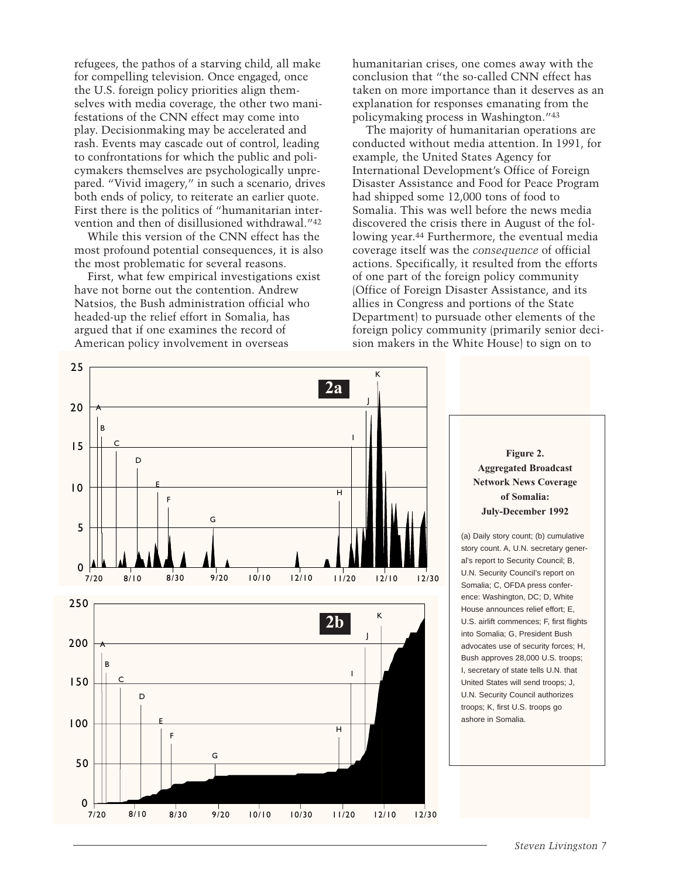refugees, the pathos of a starving child, all make for compelling television. Once engaged, once the U.S. foreign policy priorities align themselves with media coverage, the other two manifestations of the CNN effect may come into play. Decisionmaking may be accelerated and rash. Events may cascade out of control, leading to confrontations for which the public and policymakers themselves are psychologically unprepared. "Vivid imagery," in such a scenario, drives both ends of policy, to reiterate an earlier quote. First there is the politics of "humanitarian intervention and then of disillusioned withdrawal."[42]

While this version of the CNN effect has the most profound potential consequences, it is also the most problematic for several reasons.

First, what few empirical investigations exist have not borne out the contention. Andrew Natsios, the Bush administration official who headed-up the relief effort in Somalia, has argued that if one examines the record of American policy involvement in overseas humanitarian crises, one comes away with the conclusion that "the so-called CNN effect has taken on more importance than it deserves as an explanation for responses emanating from the policymaking process in Washington."[43]

The majority of humanitarian operations are conducted without media attention. In 1991, for example, the United States Agency for International Development's Office of Foreign Disaster Assistance and Food for Peace Program had shipped some 12,000 tons of food to Somalia. This was well before the news media discovered the crisis there in August of the following year.[44] Furthermore, the eventual media coverage itself was the *consequence* of official actions. Specifically, it resulted from the efforts of one part of the foreign policy community (Office of Foreign Disaster Assistance, and its allies in Congress and portions of the State Department) to pursuade other elements of the foreign policy community (primarily senior decision makers in the White House) to sign on to

**Figure 2. Aggregated Broadcast Network News Coverage of Somalia: July-December 1992**

(a) Daily story count; (b) cumulative story count. A, U.N. secretary general's report to Security Council; B, U.N. Security Council's report on Somalia; C, OFDA press conference: Washington, DC; D, White House announces relief effort; E, U.S. airlift commences; F, first flights into Somalia; G, President Bush advocates use of security forces; H, Bush approves 28,000 U.S. troops; I, secretary of state tells U.N. that United States will send troops; J, U.N. Security Council authorizes troops; K, first U.S. troops go ashore in Somalia.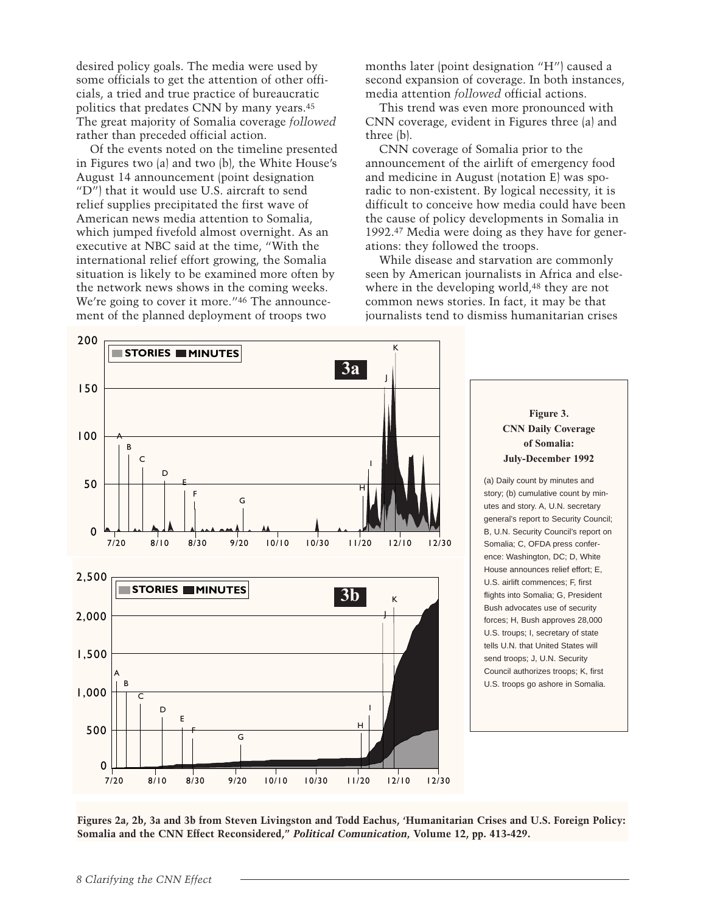desired policy goals. The media were used by some officials to get the attention of other officials, a tried and true practice of bureaucratic politics that predates CNN by many years.[45] The great majority of Somalia coverage *followed* rather than preceded official action.

Of the events noted on the timeline presented in Figures two (a) and two (b), the White House's August 14 announcement (point designation "D") that it would use U.S. aircraft to send relief supplies precipitated the first wave of American news media attention to Somalia, which jumped fivefold almost overnight. As an executive at NBC said at the time, "With the international relief effort growing, the Somalia situation is likely to be examined more often by the network news shows in the coming weeks. We're going to cover it more."[46] The announcement of the planned deployment of troops two months later (point designation "H") caused a second expansion of coverage. In both instances, media attention *followed* official actions.

This trend was even more pronounced with CNN coverage, evident in Figures three (a) and three (b).

CNN coverage of Somalia prior to the announcement of the airlift of emergency food and medicine in August (notation E) was sporadic to non-existent. By logical necessity, it is difficult to conceive how media could have been the cause of policy developments in Somalia in 1992.[47] Media were doing as they have for generations: they followed the troops.

While disease and starvation are commonly seen by American journalists in Africa and elsewhere in the developing world,[48] they are not common news stories. In fact, it may be that journalists tend to dismiss humanitarian crises

**Figure 3. CNN Daily Coverage of Somalia: July-December 1992**

(a) Daily count by minutes and story; (b) cumulative count by minutes and story. A, U.N. secretary general's report to Security Council; B, U.N. Security Council's report on Somalia; C, OFDA press conference: Washington, DC; D, White House announces relief effort; E, U.S. airlift commences; F, first flights into Somalia; G, President Bush advocates use of security forces; H, Bush approves 28,000 U.S. troups; I, secretary of state tells U.N. that United States will send troops; J, U.N. Security Council authorizes troops; K, first U.S. troops go ashore in Somalia.

**Figures 2a, 2b, 3a and 3b from Steven Livingston and Todd Eachus, 'Humanitarian Crises and U.S. Foreign Policy: Somalia and the CNN Effect Reconsidered,"** ***Political Comunication*****, Volume 12, pp. 413-429.**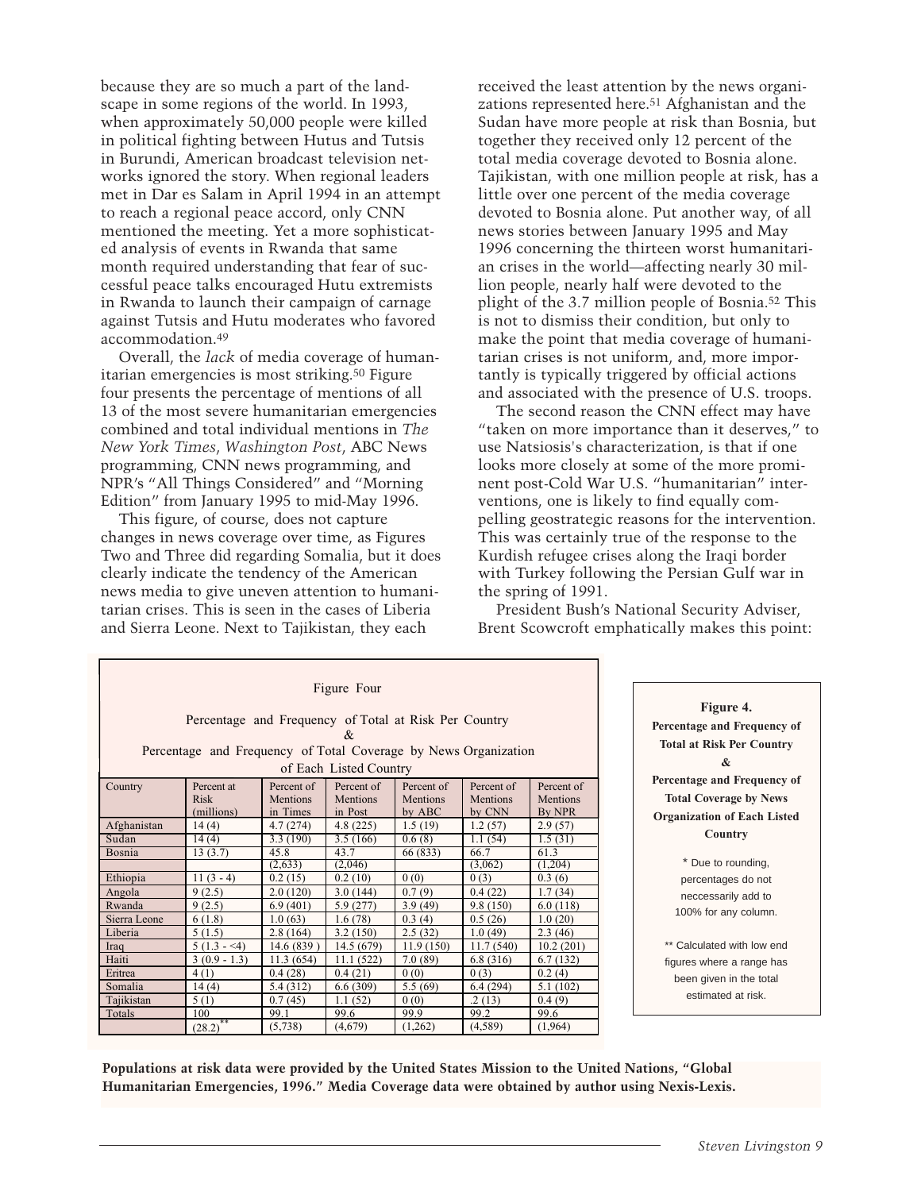because they are so much a part of the landscape in some regions of the world. In 1993, when approximately 50,000 people were killed in political fighting between Hutus and Tutsis in Burundi, American broadcast television networks ignored the story. When regional leaders met in Dar es Salam in April 1994 in an attempt to reach a regional peace accord, only CNN mentioned the meeting. Yet a more sophisticated analysis of events in Rwanda that same month required understanding that fear of successful peace talks encouraged Hutu extremists in Rwanda to launch their campaign of carnage against Tutsis and Hutu moderates who favored accommodation.[49]

Overall, the *lack* of media coverage of humanitarian emergencies is most striking.[50] Figure four presents the percentage of mentions of all 13 of the most severe humanitarian emergencies combined and total individual mentions in *The New York Times*, *Washington Post*, ABC News programming, CNN news programming, and NPR's "All Things Considered" and "Morning Edition" from January 1995 to mid-May 1996.

This figure, of course, does not capture changes in news coverage over time, as Figures Two and Three did regarding Somalia, but it does clearly indicate the tendency of the American news media to give uneven attention to humanitarian crises. This is seen in the cases of Liberia and Sierra Leone. Next to Tajikistan, they each received the least attention by the news organizations represented here.[51] Afghanistan and the Sudan have more people at risk than Bosnia, but together they received only 12 percent of the total media coverage devoted to Bosnia alone. Tajikistan, with one million people at risk, has a little over one percent of the media coverage devoted to Bosnia alone. Put another way, of all news stories between January 1995 and May 1996 concerning the thirteen worst humanitarian crises in the world—affecting nearly 30 million people, nearly half were devoted to the plight of the 3.7 million people of Bosnia.[52] This is not to dismiss their condition, but only to make the point that media coverage of humanitarian crises is not uniform, and, more importantly is typically triggered by official actions and associated with the presence of U.S. troops.

The second reason the CNN effect may have "taken on more importance than it deserves," to use Natsiosis's characterization, is that if one looks more closely at some of the more prominent post-Cold War U.S. "humanitarian" interventions, one is likely to find equally compelling geostrategic reasons for the intervention. This was certainly true of the response to the Kurdish refugee crises along the Iraqi border with Turkey following the Persian Gulf war in the spring of 1991.

President Bush's National Security Adviser, Brent Scowcroft emphatically makes this point:

Figure Four

Percentage and Frequency of Total at Risk Per Country & Percentage and Frequency of Total Coverage by News Organization of Each Listed Country

| Country | Percent at Risk (millions) | Percent of Mentions in Times | Percent of Mentions in Post | Percent of Mentions by ABC | Percent of Mentions by CNN | Percent of Mentions By NPR |
|---|---|---|---|---|---|---|
| Afghanistan | 14 (4) | 4.7 (274) | 4.8 (225) | 1.5 (19) | 1.2 (57) | 2.9 (57) |
| Sudan | 14 (4) | 3.3 (190) | 3.5 (166) | 0.6 (8) | 1.1 (54) | 1.5 (31) |
| Bosnia | 13 (3.7) | 45.8 (2,633) | 43.7 (2,046) | 66 (833) | 66.7 (3,062) | 61.3 (1,204) |
| Ethiopia | 11 (3 - 4) | 0.2 (15) | 0.2 (10) | 0 (0) | 0 (3) | 0.3 (6) |
| Angola | 9 (2.5) | 2.0 (120) | 3.0 (144) | 0.7 (9) | 0.4 (22) | 1.7 (34) |
| Rwanda | 9 (2.5) | 6.9 (401) | 5.9 (277) | 3.9 (49) | 9.8 (150) | 6.0 (118) |
| Sierra Leone | 6 (1.8) | 1.0 (63) | 1.6 (78) | 0.3 (4) | 0.5 (26) | 1.0 (20) |
| Liberia | 5 (1.5) | 2.8 (164) | 3.2 (150) | 2.5 (32) | 1.0 (49) | 2.3 (46) |
| Iraq | 5 (1.3 - <4) | 14.6 (839 ) | 14.5 (679) | 11.9 (150) | 11.7 (540) | 10.2 (201) |
| Haiti | 3 (0.9 - 1.3) | 11.3 (654) | 11.1 (522) | 7.0 (89) | 6.8 (316) | 6.7 (132) |
| Eritrea | 4 (1) | 0.4 (28) | 0.4 (21) | 0 (0) | 0 (3) | 0.2 (4) |
| Somalia | 14 (4) | 5.4 (312) | 6.6 (309) | 5.5 (69) | 6.4 (294) | 5.1 (102) |
| Tajikistan | 5 (1) | 0.7 (45) | 1.1 (52) | 0 (0) | .2 (13) | 0.4 (9) |
| Totals | 100 (28.2)** | 99.1 (5,738) | 99.6 (4,679) | 99.9 (1,262) | 99.2 (4,589) | 99.6 (1,964) |

**Figure 4. Percentage and Frequency of Total at Risk Per Country & Percentage and Frequency of Total Coverage by News Organization of Each Listed Country**

* Due to rounding, percentages do not neccessarily add to 100% for any column.

** Calculated with low end figures where a range has been given in the total estimated at risk.

**Populations at risk data were provided by the United States Mission to the United Nations, "Global Humanitarian Emergencies, 1996." Media Coverage data were obtained by author using Nexis-Lexis.**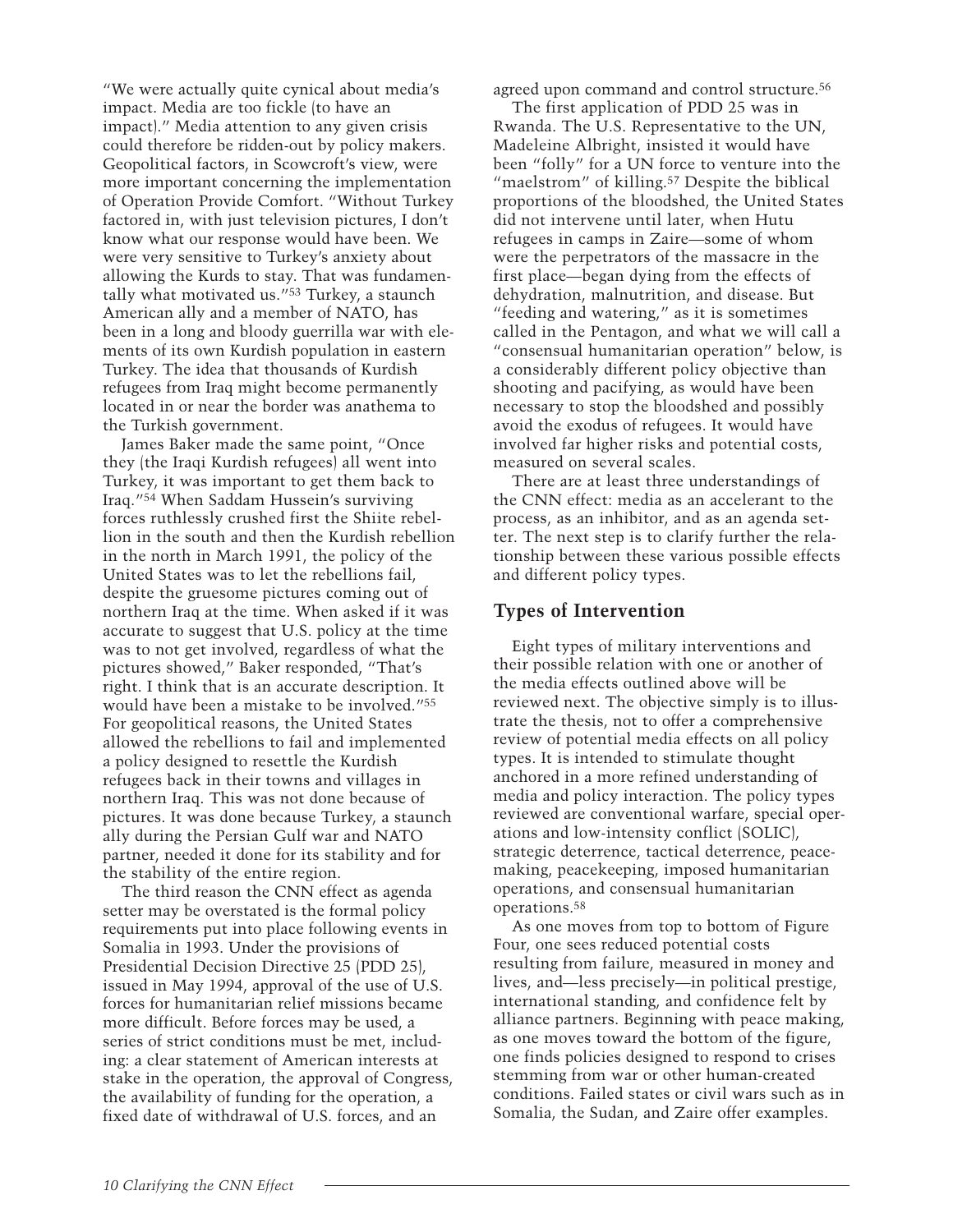"We were actually quite cynical about media's impact. Media are too fickle (to have an impact)." Media attention to any given crisis could therefore be ridden-out by policy makers. Geopolitical factors, in Scowcroft's view, were more important concerning the implementation of Operation Provide Comfort. "Without Turkey factored in, with just television pictures, I don't know what our response would have been. We were very sensitive to Turkey's anxiety about allowing the Kurds to stay. That was fundamentally what motivated us."[53] Turkey, a staunch American ally and a member of NATO, has been in a long and bloody guerrilla war with elements of its own Kurdish population in eastern Turkey. The idea that thousands of Kurdish refugees from Iraq might become permanently located in or near the border was anathema to the Turkish government.

James Baker made the same point, "Once they (the Iraqi Kurdish refugees) all went into Turkey, it was important to get them back to Iraq."[54] When Saddam Hussein's surviving forces ruthlessly crushed first the Shiite rebellion in the south and then the Kurdish rebellion in the north in March 1991, the policy of the United States was to let the rebellions fail, despite the gruesome pictures coming out of northern Iraq at the time. When asked if it was accurate to suggest that U.S. policy at the time was to not get involved, regardless of what the pictures showed," Baker responded, "That's right. I think that is an accurate description. It would have been a mistake to be involved."[55] For geopolitical reasons, the United States allowed the rebellions to fail and implemented a policy designed to resettle the Kurdish refugees back in their towns and villages in northern Iraq. This was not done because of pictures. It was done because Turkey, a staunch ally during the Persian Gulf war and NATO partner, needed it done for its stability and for the stability of the entire region.

The third reason the CNN effect as agenda setter may be overstated is the formal policy requirements put into place following events in Somalia in 1993. Under the provisions of Presidential Decision Directive 25 (PDD 25), issued in May 1994, approval of the use of U.S. forces for humanitarian relief missions became more difficult. Before forces may be used, a series of strict conditions must be met, including: a clear statement of American interests at stake in the operation, the approval of Congress, the availability of funding for the operation, a fixed date of withdrawal of U.S. forces, and an agreed upon command and control structure.[56]

The first application of PDD 25 was in Rwanda. The U.S. Representative to the UN, Madeleine Albright, insisted it would have been "folly" for a UN force to venture into the "maelstrom" of killing.[57] Despite the biblical proportions of the bloodshed, the United States did not intervene until later, when Hutu refugees in camps in Zaire—some of whom were the perpetrators of the massacre in the first place—began dying from the effects of dehydration, malnutrition, and disease. But "feeding and watering," as it is sometimes called in the Pentagon, and what we will call a "consensual humanitarian operation" below, is a considerably different policy objective than shooting and pacifying, as would have been necessary to stop the bloodshed and possibly avoid the exodus of refugees. It would have involved far higher risks and potential costs, measured on several scales.

There are at least three understandings of the CNN effect: media as an accelerant to the process, as an inhibitor, and as an agenda setter. The next step is to clarify further the relationship between these various possible effects and different policy types.

## Types of Intervention

Eight types of military interventions and their possible relation with one or another of the media effects outlined above will be reviewed next. The objective simply is to illustrate the thesis, not to offer a comprehensive review of potential media effects on all policy types. It is intended to stimulate thought anchored in a more refined understanding of media and policy interaction. The policy types reviewed are conventional warfare, special operations and low-intensity conflict (SOLIC), strategic deterrence, tactical deterrence, peacemaking, peacekeeping, imposed humanitarian operations, and consensual humanitarian operations.[58]

As one moves from top to bottom of Figure Four, one sees reduced potential costs resulting from failure, measured in money and lives, and—less precisely—in political prestige, international standing, and confidence felt by alliance partners. Beginning with peace making, as one moves toward the bottom of the figure, one finds policies designed to respond to crises stemming from war or other human-created conditions. Failed states or civil wars such as in Somalia, the Sudan, and Zaire offer examples.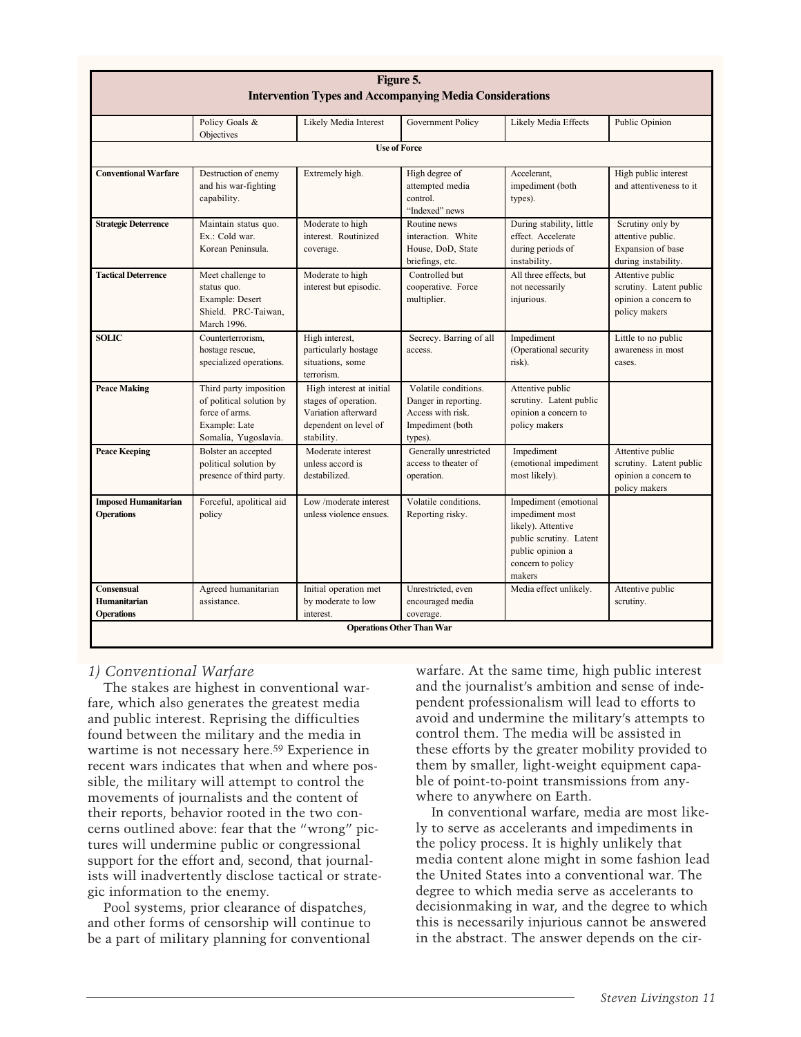**Figure 5.**
**Intervention Types and Accompanying Media Considerations**

| | Policy Goals & Objectives | Likely Media Interest | Government Policy | Likely Media Effects | Public Opinion |
|---|---|---|---|---|---|
| | | | **Use of Force** | | |
| **Conventional Warfare** | Destruction of enemy and his war-fighting capability. | Extremely high. | High degree of attempted media control. "Indexed" news | Accelerant, impediment (both types). | High public interest and attentiveness to it |
| **Strategic Deterrence** | Maintain status quo. Ex.: Cold war. Korean Peninsula. | Moderate to high interest. Routinized coverage. | Routine news interaction. White House, DoD, State briefings, etc. | During stability, little effect. Accelerate during periods of instability. | Scrutiny only by attentive public. Expansion of base during instability. |
| **Tactical Deterrence** | Meet challenge to status quo. Example: Desert Shield. PRC-Taiwan, March 1996. | Moderate to high interest but episodic. | Controlled but cooperative. Force multiplier. | All three effects, but not necessarily injurious. | Attentive public scrutiny. Latent public opinion a concern to policy makers |
| **SOLIC** | Counterterrorism, hostage rescue, specialized operations. | High interest, particularly hostage situations, some terrorism. | Secrecy. Barring of all access. | Impediment (Operational security risk). | Little to no public awareness in most cases. |
| **Peace Making** | Third party imposition of political solution by force of arms. Example: Late Somalia, Yugoslavia. | High interest at initial stages of operation. Variation afterward dependent on level of stability. | Volatile conditions. Danger in reporting. Access with risk. Impediment (both types). | Attentive public scrutiny. Latent public opinion a concern to policy makers | |
| **Peace Keeping** | Bolster an accepted political solution by presence of third party. | Moderate interest unless accord is destabilized. | Generally unrestricted access to theater of operation. | Impediment (emotional impediment most likely). | Attentive public scrutiny. Latent public opinion a concern to policy makers |
| **Imposed Humanitarian Operations** | Forceful, apolitical aid policy | Low /moderate interest unless violence ensues. | Volatile conditions. Reporting risky. | Impediment (emotional impediment most likely). Attentive public scrutiny. Latent public opinion a concern to policy makers | |
| **Consensual Humanitarian Operations** | Agreed humanitarian assistance. | Initial operation met by moderate to low interest. | Unrestricted, even encouraged media coverage. | Media effect unlikely. | Attentive public scrutiny. |
| | | | **Operations Other Than War** | | |

*1) Conventional Warfare*

The stakes are highest in conventional warfare, which also generates the greatest media and public interest. Reprising the difficulties found between the military and the media in wartime is not necessary here.[59] Experience in recent wars indicates that when and where possible, the military will attempt to control the movements of journalists and the content of their reports, behavior rooted in the two concerns outlined above: fear that the "wrong" pictures will undermine public or congressional support for the effort and, second, that journalists will inadvertently disclose tactical or strategic information to the enemy.

Pool systems, prior clearance of dispatches, and other forms of censorship will continue to be a part of military planning for conventional warfare. At the same time, high public interest and the journalist's ambition and sense of independent professionalism will lead to efforts to avoid and undermine the military's attempts to control them. The media will be assisted in these efforts by the greater mobility provided to them by smaller, light-weight equipment capable of point-to-point transmissions from anywhere to anywhere on Earth.

In conventional warfare, media are most likely to serve as accelerants and impediments in the policy process. It is highly unlikely that media content alone might in some fashion lead the United States into a conventional war. The degree to which media serve as accelerants to decisionmaking in war, and the degree to which this is necessarily injurious cannot be answered in the abstract. The answer depends on the cir-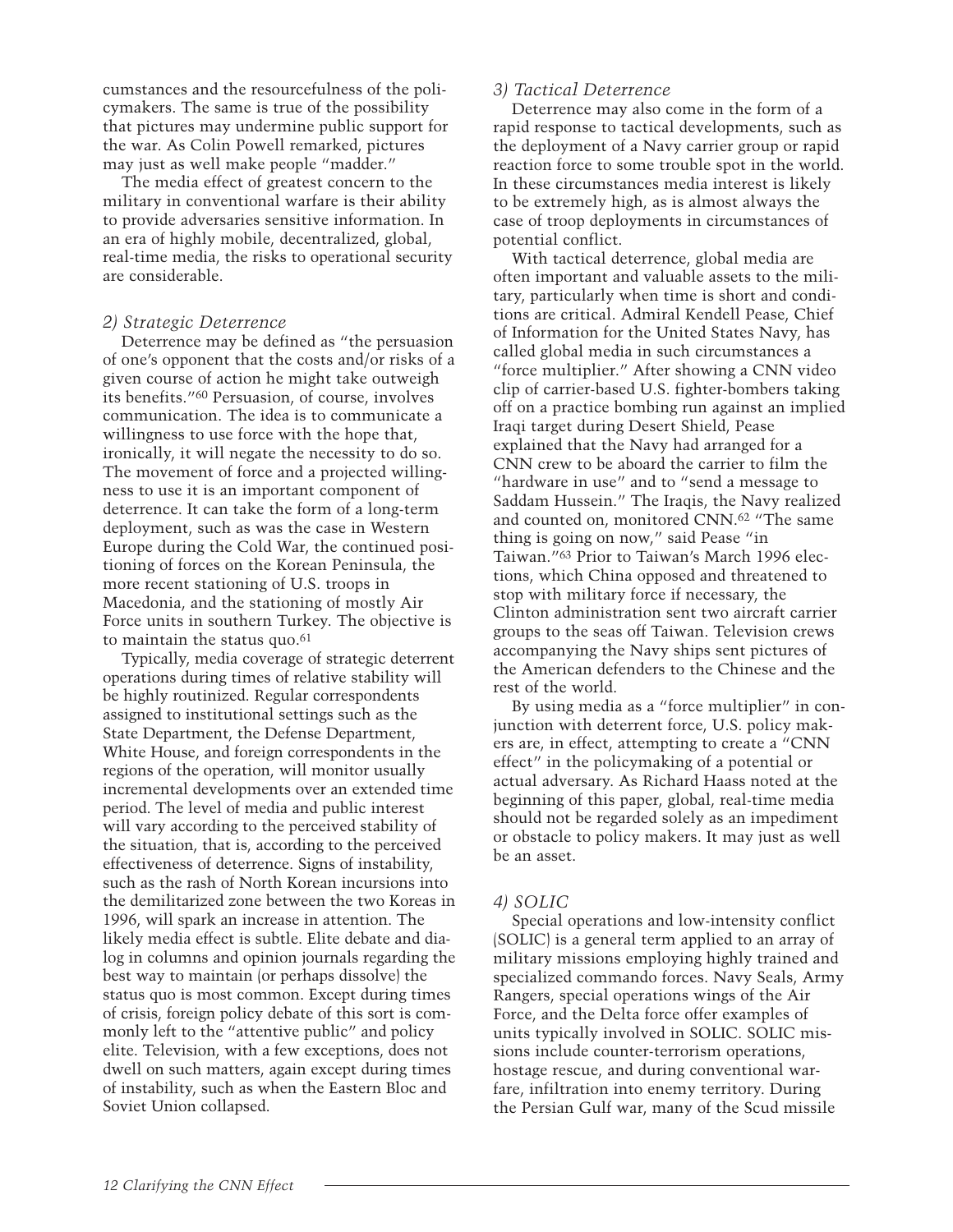cumstances and the resourcefulness of the policymakers. The same is true of the possibility that pictures may undermine public support for the war. As Colin Powell remarked, pictures may just as well make people "madder."

The media effect of greatest concern to the military in conventional warfare is their ability to provide adversaries sensitive information. In an era of highly mobile, decentralized, global, real-time media, the risks to operational security are considerable.

### *2) Strategic Deterrence*

Deterrence may be defined as "the persuasion of one's opponent that the costs and/or risks of a given course of action he might take outweigh its benefits."[60] Persuasion, of course, involves communication. The idea is to communicate a willingness to use force with the hope that, ironically, it will negate the necessity to do so. The movement of force and a projected willingness to use it is an important component of deterrence. It can take the form of a long-term deployment, such as was the case in Western Europe during the Cold War, the continued positioning of forces on the Korean Peninsula, the more recent stationing of U.S. troops in Macedonia, and the stationing of mostly Air Force units in southern Turkey. The objective is to maintain the status quo.[61]

Typically, media coverage of strategic deterrent operations during times of relative stability will be highly routinized. Regular correspondents assigned to institutional settings such as the State Department, the Defense Department, White House, and foreign correspondents in the regions of the operation, will monitor usually incremental developments over an extended time period. The level of media and public interest will vary according to the perceived stability of the situation, that is, according to the perceived effectiveness of deterrence. Signs of instability, such as the rash of North Korean incursions into the demilitarized zone between the two Koreas in 1996, will spark an increase in attention. The likely media effect is subtle. Elite debate and dialog in columns and opinion journals regarding the best way to maintain (or perhaps dissolve) the status quo is most common. Except during times of crisis, foreign policy debate of this sort is commonly left to the "attentive public" and policy elite. Television, with a few exceptions, does not dwell on such matters, again except during times of instability, such as when the Eastern Bloc and Soviet Union collapsed.

### *3) Tactical Deterrence*

Deterrence may also come in the form of a rapid response to tactical developments, such as the deployment of a Navy carrier group or rapid reaction force to some trouble spot in the world. In these circumstances media interest is likely to be extremely high, as is almost always the case of troop deployments in circumstances of potential conflict.

With tactical deterrence, global media are often important and valuable assets to the military, particularly when time is short and conditions are critical. Admiral Kendell Pease, Chief of Information for the United States Navy, has called global media in such circumstances a "force multiplier." After showing a CNN video clip of carrier-based U.S. fighter-bombers taking off on a practice bombing run against an implied Iraqi target during Desert Shield, Pease explained that the Navy had arranged for a CNN crew to be aboard the carrier to film the "hardware in use" and to "send a message to Saddam Hussein." The Iraqis, the Navy realized and counted on, monitored CNN.[62] "The same thing is going on now," said Pease "in Taiwan."[63] Prior to Taiwan's March 1996 elections, which China opposed and threatened to stop with military force if necessary, the Clinton administration sent two aircraft carrier groups to the seas off Taiwan. Television crews accompanying the Navy ships sent pictures of the American defenders to the Chinese and the rest of the world.

By using media as a "force multiplier" in conjunction with deterrent force, U.S. policy makers are, in effect, attempting to create a "CNN effect" in the policymaking of a potential or actual adversary. As Richard Haass noted at the beginning of this paper, global, real-time media should not be regarded solely as an impediment or obstacle to policy makers. It may just as well be an asset.

### *4) SOLIC*

Special operations and low-intensity conflict (SOLIC) is a general term applied to an array of military missions employing highly trained and specialized commando forces. Navy Seals, Army Rangers, special operations wings of the Air Force, and the Delta force offer examples of units typically involved in SOLIC. SOLIC missions include counter-terrorism operations, hostage rescue, and during conventional warfare, infiltration into enemy territory. During the Persian Gulf war, many of the Scud missile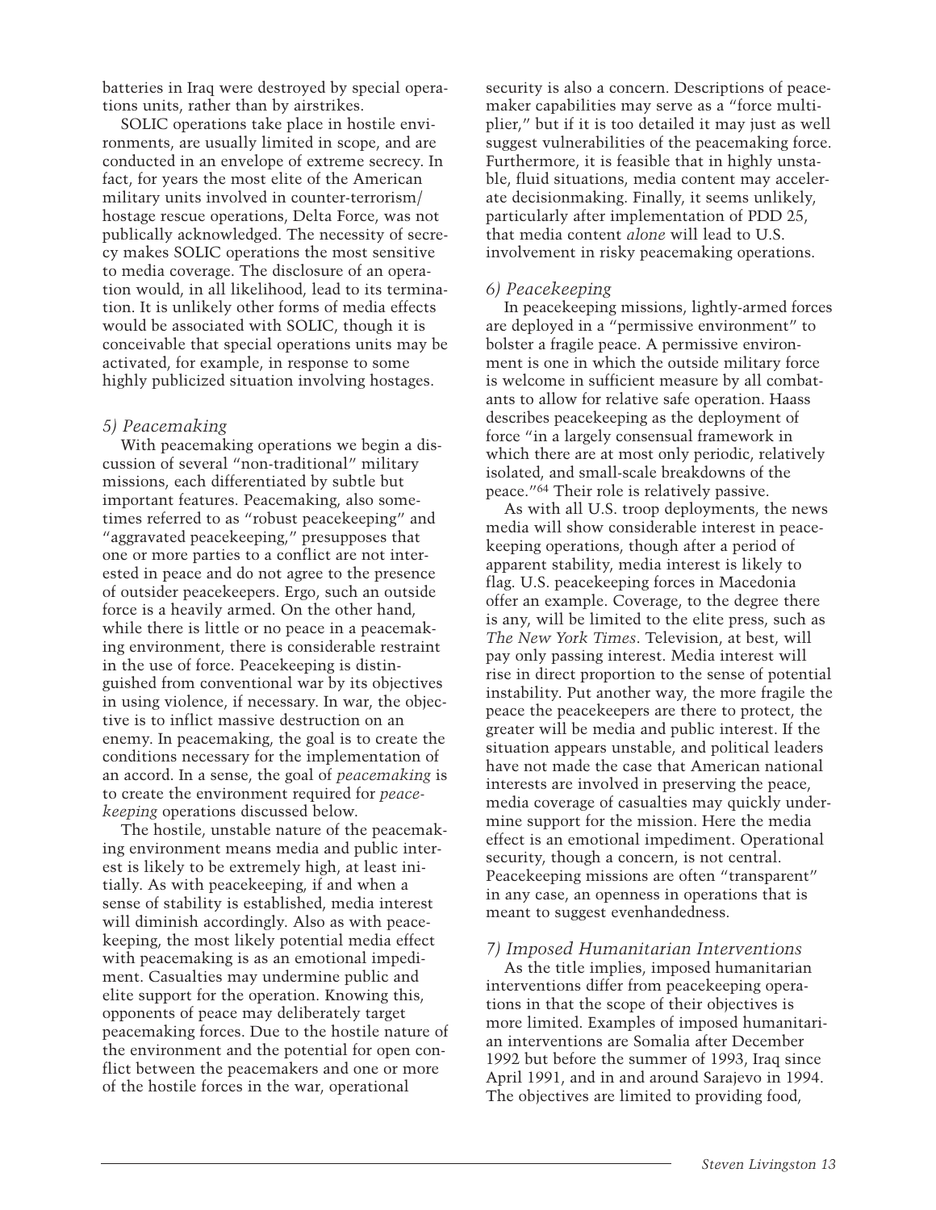batteries in Iraq were destroyed by special operations units, rather than by airstrikes.

SOLIC operations take place in hostile environments, are usually limited in scope, and are conducted in an envelope of extreme secrecy. In fact, for years the most elite of the American military units involved in counter-terrorism/hostage rescue operations, Delta Force, was not publically acknowledged. The necessity of secrecy makes SOLIC operations the most sensitive to media coverage. The disclosure of an operation would, in all likelihood, lead to its termination. It is unlikely other forms of media effects would be associated with SOLIC, though it is conceivable that special operations units may be activated, for example, in response to some highly publicized situation involving hostages.

### *5) Peacemaking*

With peacemaking operations we begin a discussion of several "non-traditional" military missions, each differentiated by subtle but important features. Peacemaking, also sometimes referred to as "robust peacekeeping" and "aggravated peacekeeping," presupposes that one or more parties to a conflict are not interested in peace and do not agree to the presence of outsider peacekeepers. Ergo, such an outside force is a heavily armed. On the other hand, while there is little or no peace in a peacemaking environment, there is considerable restraint in the use of force. Peacekeeping is distinguished from conventional war by its objectives in using violence, if necessary. In war, the objective is to inflict massive destruction on an enemy. In peacemaking, the goal is to create the conditions necessary for the implementation of an accord. In a sense, the goal of *peacemaking* is to create the environment required for *peacekeeping* operations discussed below.

The hostile, unstable nature of the peacemaking environment means media and public interest is likely to be extremely high, at least initially. As with peacekeeping, if and when a sense of stability is established, media interest will diminish accordingly. Also as with peacekeeping, the most likely potential media effect with peacemaking is as an emotional impediment. Casualties may undermine public and elite support for the operation. Knowing this, opponents of peace may deliberately target peacemaking forces. Due to the hostile nature of the environment and the potential for open conflict between the peacemakers and one or more of the hostile forces in the war, operational security is also a concern. Descriptions of peacemaker capabilities may serve as a "force multiplier," but if it is too detailed it may just as well suggest vulnerabilities of the peacemaking force. Furthermore, it is feasible that in highly unstable, fluid situations, media content may accelerate decisionmaking. Finally, it seems unlikely, particularly after implementation of PDD 25, that media content *alone* will lead to U.S. involvement in risky peacemaking operations.

### *6) Peacekeeping*

In peacekeeping missions, lightly-armed forces are deployed in a "permissive environment" to bolster a fragile peace. A permissive environment is one in which the outside military force is welcome in sufficient measure by all combatants to allow for relative safe operation. Haass describes peacekeeping as the deployment of force "in a largely consensual framework in which there are at most only periodic, relatively isolated, and small-scale breakdowns of the peace."[64] Their role is relatively passive.

As with all U.S. troop deployments, the news media will show considerable interest in peacekeeping operations, though after a period of apparent stability, media interest is likely to flag. U.S. peacekeeping forces in Macedonia offer an example. Coverage, to the degree there is any, will be limited to the elite press, such as *The New York Times*. Television, at best, will pay only passing interest. Media interest will rise in direct proportion to the sense of potential instability. Put another way, the more fragile the peace the peacekeepers are there to protect, the greater will be media and public interest. If the situation appears unstable, and political leaders have not made the case that American national interests are involved in preserving the peace, media coverage of casualties may quickly undermine support for the mission. Here the media effect is an emotional impediment. Operational security, though a concern, is not central. Peacekeeping missions are often "transparent" in any case, an openness in operations that is meant to suggest evenhandedness.

### *7) Imposed Humanitarian Interventions*

As the title implies, imposed humanitarian interventions differ from peacekeeping operations in that the scope of their objectives is more limited. Examples of imposed humanitarian interventions are Somalia after December 1992 but before the summer of 1993, Iraq since April 1991, and in and around Sarajevo in 1994. The objectives are limited to providing food,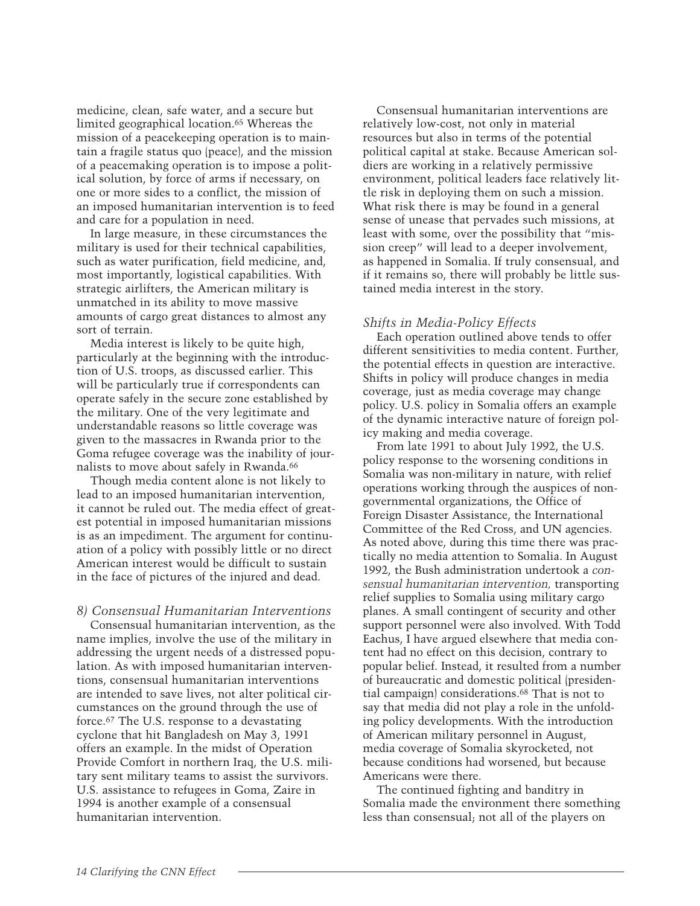medicine, clean, safe water, and a secure but limited geographical location.[65] Whereas the mission of a peacekeeping operation is to maintain a fragile status quo (peace), and the mission of a peacemaking operation is to impose a political solution, by force of arms if necessary, on one or more sides to a conflict, the mission of an imposed humanitarian intervention is to feed and care for a population in need.

In large measure, in these circumstances the military is used for their technical capabilities, such as water purification, field medicine, and, most importantly, logistical capabilities. With strategic airlifters, the American military is unmatched in its ability to move massive amounts of cargo great distances to almost any sort of terrain.

Media interest is likely to be quite high, particularly at the beginning with the introduction of U.S. troops, as discussed earlier. This will be particularly true if correspondents can operate safely in the secure zone established by the military. One of the very legitimate and understandable reasons so little coverage was given to the massacres in Rwanda prior to the Goma refugee coverage was the inability of journalists to move about safely in Rwanda.[66]

Though media content alone is not likely to lead to an imposed humanitarian intervention, it cannot be ruled out. The media effect of greatest potential in imposed humanitarian missions is as an impediment. The argument for continuation of a policy with possibly little or no direct American interest would be difficult to sustain in the face of pictures of the injured and dead.

### *8) Consensual Humanitarian Interventions*

Consensual humanitarian intervention, as the name implies, involve the use of the military in addressing the urgent needs of a distressed population. As with imposed humanitarian interventions, consensual humanitarian interventions are intended to save lives, not alter political circumstances on the ground through the use of force.[67] The U.S. response to a devastating cyclone that hit Bangladesh on May 3, 1991 offers an example. In the midst of Operation Provide Comfort in northern Iraq, the U.S. military sent military teams to assist the survivors. U.S. assistance to refugees in Goma, Zaire in 1994 is another example of a consensual humanitarian intervention.

Consensual humanitarian interventions are relatively low-cost, not only in material resources but also in terms of the potential political capital at stake. Because American soldiers are working in a relatively permissive environment, political leaders face relatively little risk in deploying them on such a mission. What risk there is may be found in a general sense of unease that pervades such missions, at least with some, over the possibility that "mission creep" will lead to a deeper involvement, as happened in Somalia. If truly consensual, and if it remains so, there will probably be little sustained media interest in the story.

### *Shifts in Media-Policy Effects*

Each operation outlined above tends to offer different sensitivities to media content. Further, the potential effects in question are interactive. Shifts in policy will produce changes in media coverage, just as media coverage may change policy. U.S. policy in Somalia offers an example of the dynamic interactive nature of foreign policy making and media coverage.

From late 1991 to about July 1992, the U.S. policy response to the worsening conditions in Somalia was non-military in nature, with relief operations working through the auspices of non-governmental organizations, the Office of Foreign Disaster Assistance, the International Committee of the Red Cross, and UN agencies. As noted above, during this time there was practically no media attention to Somalia. In August 1992, the Bush administration undertook a *consensual humanitarian intervention,* transporting relief supplies to Somalia using military cargo planes. A small contingent of security and other support personnel were also involved. With Todd Eachus, I have argued elsewhere that media content had no effect on this decision, contrary to popular belief. Instead, it resulted from a number of bureaucratic and domestic political (presidential campaign) considerations.[68] That is not to say that media did not play a role in the unfolding policy developments. With the introduction of American military personnel in August, media coverage of Somalia skyrocketed, not because conditions had worsened, but because Americans were there.

The continued fighting and banditry in Somalia made the environment there something less than consensual; not all of the players on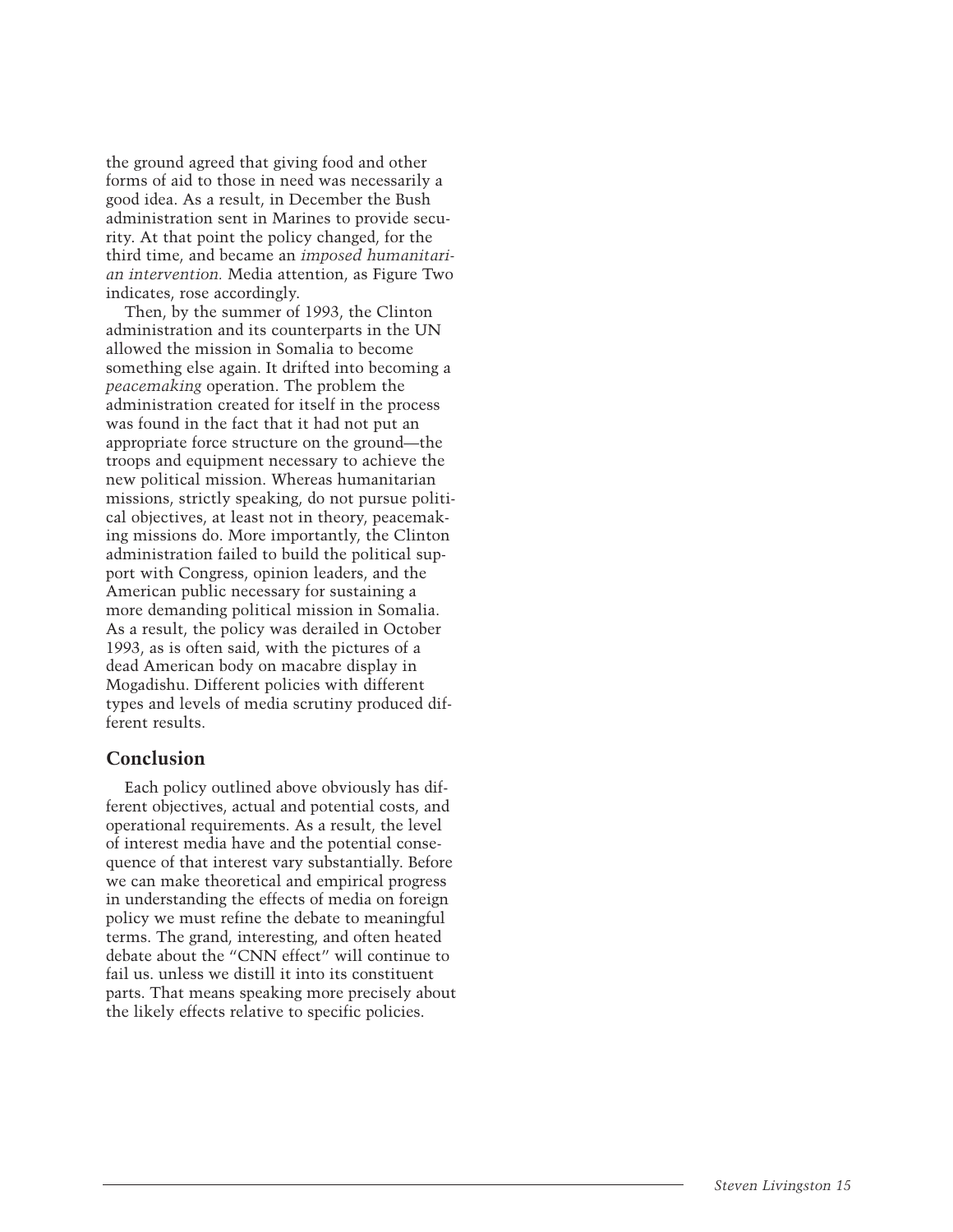the ground agreed that giving food and other forms of aid to those in need was necessarily a good idea. As a result, in December the Bush administration sent in Marines to provide security. At that point the policy changed, for the third time, and became an *imposed humanitarian intervention.* Media attention, as Figure Two indicates, rose accordingly.

Then, by the summer of 1993, the Clinton administration and its counterparts in the UN allowed the mission in Somalia to become something else again. It drifted into becoming a *peacemaking* operation. The problem the administration created for itself in the process was found in the fact that it had not put an appropriate force structure on the ground—the troops and equipment necessary to achieve the new political mission. Whereas humanitarian missions, strictly speaking, do not pursue political objectives, at least not in theory, peacemaking missions do. More importantly, the Clinton administration failed to build the political support with Congress, opinion leaders, and the American public necessary for sustaining a more demanding political mission in Somalia. As a result, the policy was derailed in October 1993, as is often said, with the pictures of a dead American body on macabre display in Mogadishu. Different policies with different types and levels of media scrutiny produced different results.

## Conclusion

Each policy outlined above obviously has different objectives, actual and potential costs, and operational requirements. As a result, the level of interest media have and the potential consequence of that interest vary substantially. Before we can make theoretical and empirical progress in understanding the effects of media on foreign policy we must refine the debate to meaningful terms. The grand, interesting, and often heated debate about the "CNN effect" will continue to fail us. unless we distill it into its constituent parts. That means speaking more precisely about the likely effects relative to specific policies.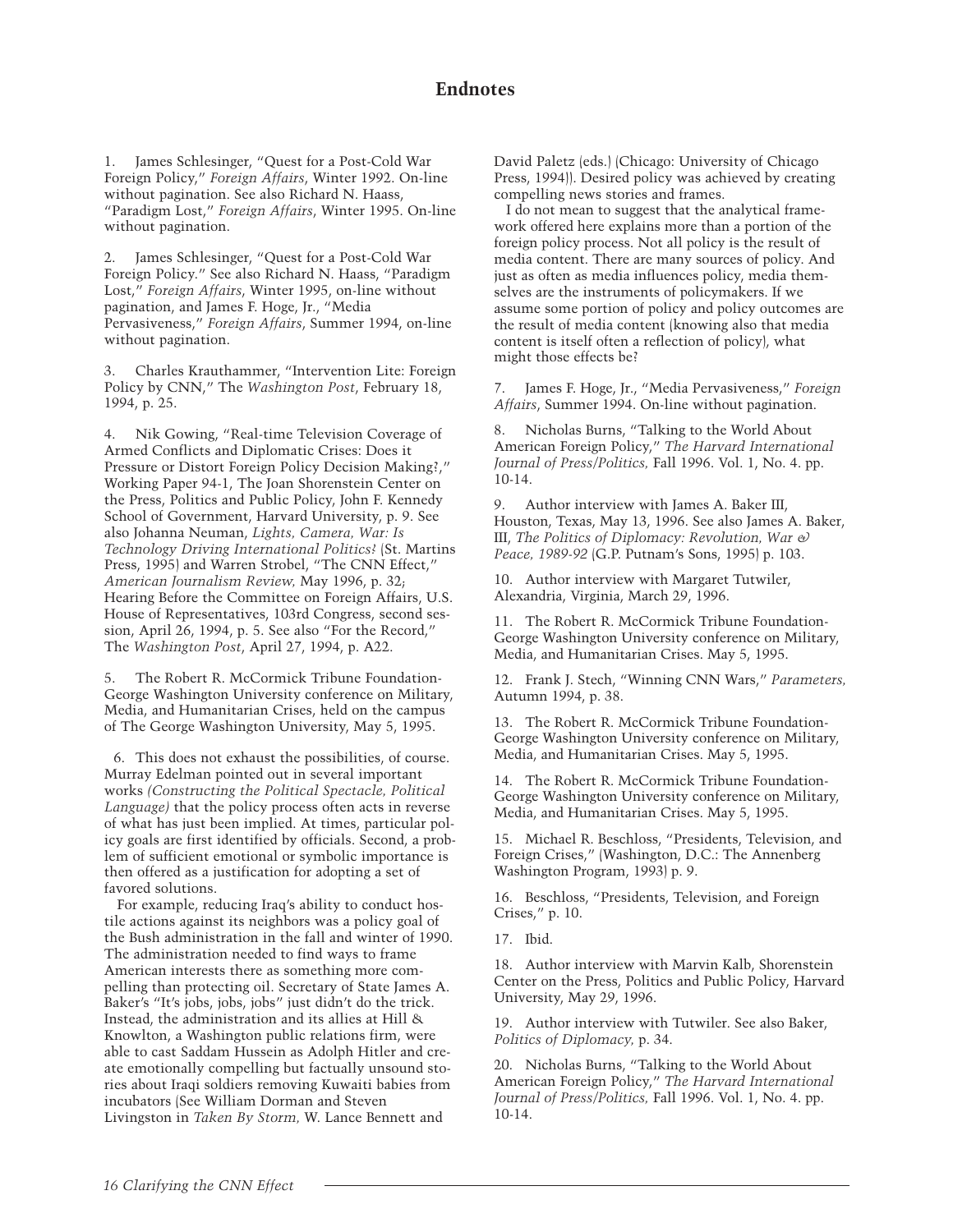## Endnotes

1. James Schlesinger, "Quest for a Post-Cold War Foreign Policy," *Foreign Affairs*, Winter 1992. On-line without pagination. See also Richard N. Haass, "Paradigm Lost," *Foreign Affairs*, Winter 1995. On-line without pagination.

2. James Schlesinger, "Quest for a Post-Cold War Foreign Policy." See also Richard N. Haass, "Paradigm Lost," *Foreign Affairs*, Winter 1995, on-line without pagination, and James F. Hoge, Jr., "Media Pervasiveness," *Foreign Affairs*, Summer 1994, on-line without pagination.

3. Charles Krauthammer, "Intervention Lite: Foreign Policy by CNN," The *Washington Post*, February 18, 1994, p. 25.

4. Nik Gowing, "Real-time Television Coverage of Armed Conflicts and Diplomatic Crises: Does it Pressure or Distort Foreign Policy Decision Making?," Working Paper 94-1, The Joan Shorenstein Center on the Press, Politics and Public Policy, John F. Kennedy School of Government, Harvard University, p. 9. See also Johanna Neuman, *Lights, Camera, War: Is Technology Driving International Politics?* (St. Martins Press, 1995) and Warren Strobel, "The CNN Effect," *American Journalism Review*, May 1996, p. 32; Hearing Before the Committee on Foreign Affairs, U.S. House of Representatives, 103rd Congress, second session, April 26, 1994, p. 5. See also "For the Record," The *Washington Post*, April 27, 1994, p. A22.

5. The Robert R. McCormick Tribune Foundation-George Washington University conference on Military, Media, and Humanitarian Crises, held on the campus of The George Washington University, May 5, 1995.

6. This does not exhaust the possibilities, of course. Murray Edelman pointed out in several important works *(Constructing the Political Spectacle, Political Language)* that the policy process often acts in reverse of what has just been implied. At times, particular policy goals are first identified by officials. Second, a problem of sufficient emotional or symbolic importance is then offered as a justification for adopting a set of favored solutions.

For example, reducing Iraq's ability to conduct hostile actions against its neighbors was a policy goal of the Bush administration in the fall and winter of 1990. The administration needed to find ways to frame American interests there as something more compelling than protecting oil. Secretary of State James A. Baker's "It's jobs, jobs, jobs" just didn't do the trick. Instead, the administration and its allies at Hill & Knowlton, a Washington public relations firm, were able to cast Saddam Hussein as Adolph Hitler and create emotionally compelling but factually unsound stories about Iraqi soldiers removing Kuwaiti babies from incubators (See William Dorman and Steven Livingston in *Taken By Storm,* W. Lance Bennett and David Paletz (eds.) (Chicago: University of Chicago Press, 1994)). Desired policy was achieved by creating compelling news stories and frames.

I do not mean to suggest that the analytical framework offered here explains more than a portion of the foreign policy process. Not all policy is the result of media content. There are many sources of policy. And just as often as media influences policy, media themselves are the instruments of policymakers. If we assume some portion of policy and policy outcomes are the result of media content (knowing also that media content is itself often a reflection of policy), what might those effects be?

7. James F. Hoge, Jr., "Media Pervasiveness," *Foreign Affairs*, Summer 1994. On-line without pagination.

8. Nicholas Burns, "Talking to the World About American Foreign Policy," *The Harvard International Journal of Press/Politics,* Fall 1996. Vol. 1, No. 4. pp. 10-14.

9. Author interview with James A. Baker III, Houston, Texas, May 13, 1996. See also James A. Baker, III, *The Politics of Diplomacy: Revolution, War & Peace, 1989-92* (G.P. Putnam's Sons, 1995) p. 103.

10. Author interview with Margaret Tutwiler, Alexandria, Virginia, March 29, 1996.

11. The Robert R. McCormick Tribune Foundation-George Washington University conference on Military, Media, and Humanitarian Crises. May 5, 1995.

12. Frank J. Stech, "Winning CNN Wars," *Parameters,* Autumn 1994, p. 38.

13. The Robert R. McCormick Tribune Foundation-George Washington University conference on Military, Media, and Humanitarian Crises. May 5, 1995.

14. The Robert R. McCormick Tribune Foundation-George Washington University conference on Military, Media, and Humanitarian Crises. May 5, 1995.

15. Michael R. Beschloss, "Presidents, Television, and Foreign Crises," (Washington, D.C.: The Annenberg Washington Program, 1993) p. 9.

16. Beschloss, "Presidents, Television, and Foreign Crises," p. 10.

17. Ibid.

18. Author interview with Marvin Kalb, Shorenstein Center on the Press, Politics and Public Policy, Harvard University, May 29, 1996.

19. Author interview with Tutwiler. See also Baker, *Politics of Diplomacy,* p. 34.

20. Nicholas Burns, "Talking to the World About American Foreign Policy," *The Harvard International Journal of Press/Politics,* Fall 1996. Vol. 1, No. 4. pp. 10-14.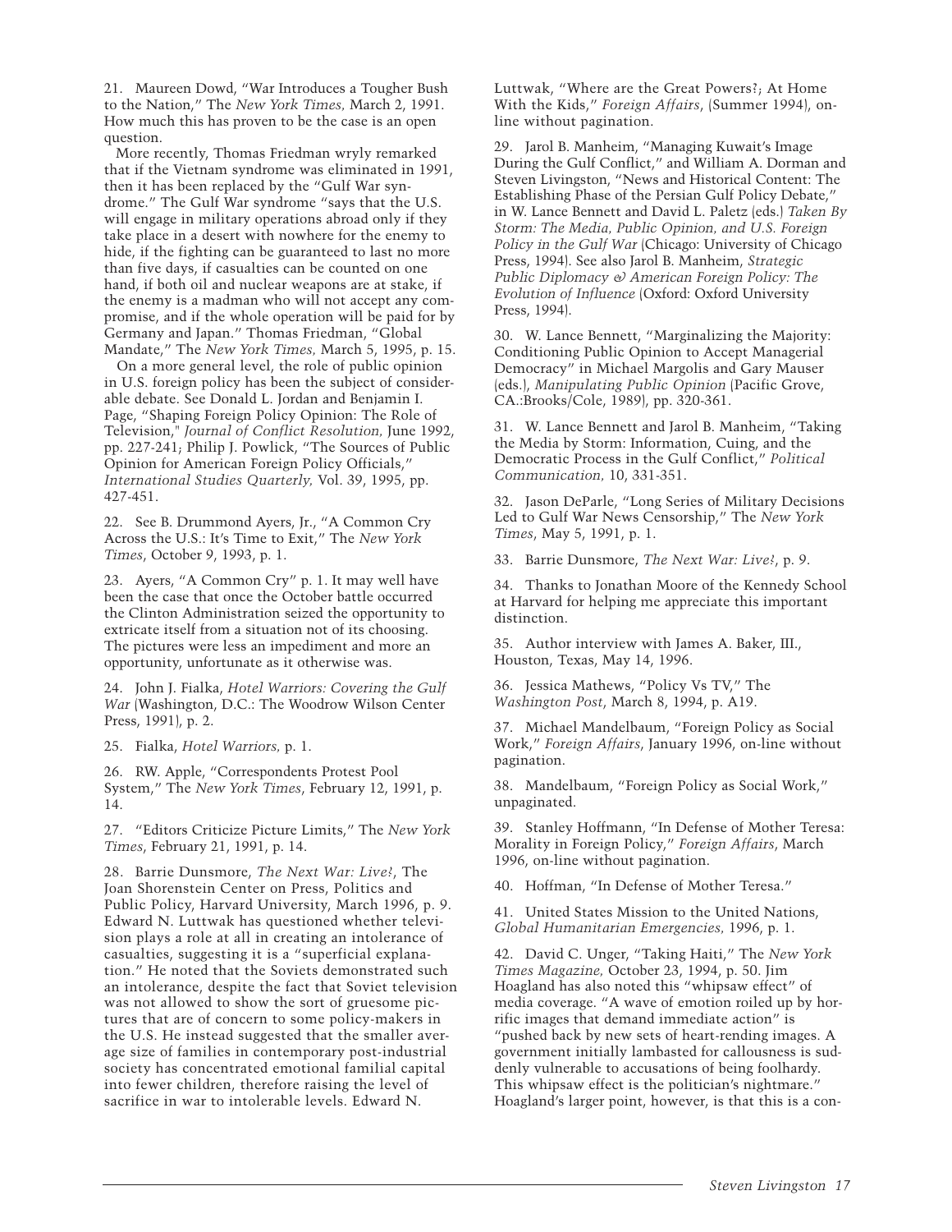21. Maureen Dowd, "War Introduces a Tougher Bush to the Nation," The *New York Times,* March 2, 1991. How much this has proven to be the case is an open question.

More recently, Thomas Friedman wryly remarked that if the Vietnam syndrome was eliminated in 1991, then it has been replaced by the "Gulf War syndrome." The Gulf War syndrome "says that the U.S. will engage in military operations abroad only if they take place in a desert with nowhere for the enemy to hide, if the fighting can be guaranteed to last no more than five days, if casualties can be counted on one hand, if both oil and nuclear weapons are at stake, if the enemy is a madman who will not accept any compromise, and if the whole operation will be paid for by Germany and Japan." Thomas Friedman, "Global Mandate," The *New York Times,* March 5, 1995, p. 15.

On a more general level, the role of public opinion in U.S. foreign policy has been the subject of considerable debate. See Donald L. Jordan and Benjamin I. Page, "Shaping Foreign Policy Opinion: The Role of Television," *Journal of Conflict Resolution,* June 1992, pp. 227-241; Philip J. Powlick, "The Sources of Public Opinion for American Foreign Policy Officials," *International Studies Quarterly,* Vol. 39, 1995, pp. 427-451.

22. See B. Drummond Ayers, Jr., "A Common Cry Across the U.S.: It's Time to Exit," The *New York Times*, October 9, 1993, p. 1.

23. Ayers, "A Common Cry" p. 1. It may well have been the case that once the October battle occurred the Clinton Administration seized the opportunity to extricate itself from a situation not of its choosing. The pictures were less an impediment and more an opportunity, unfortunate as it otherwise was.

24. John J. Fialka, *Hotel Warriors: Covering the Gulf War* (Washington, D.C.: The Woodrow Wilson Center Press, 1991), p. 2.

25. Fialka, *Hotel Warriors,* p. 1.

26. RW. Apple, "Correspondents Protest Pool System," The *New York Times*, February 12, 1991, p. 14.

27. "Editors Criticize Picture Limits," The *New York Times*, February 21, 1991, p. 14.

28. Barrie Dunsmore, *The Next War: Live?*, The Joan Shorenstein Center on Press, Politics and Public Policy, Harvard University, March 1996, p. 9. Edward N. Luttwak has questioned whether television plays a role at all in creating an intolerance of casualties, suggesting it is a "superficial explanation." He noted that the Soviets demonstrated such an intolerance, despite the fact that Soviet television was not allowed to show the sort of gruesome pictures that are of concern to some policy-makers in the U.S. He instead suggested that the smaller average size of families in contemporary post-industrial society has concentrated emotional familial capital into fewer children, therefore raising the level of sacrifice in war to intolerable levels. Edward N. Luttwak, "Where are the Great Powers?; At Home With the Kids," *Foreign Affairs*, (Summer 1994), on-line without pagination.

29. Jarol B. Manheim, "Managing Kuwait's Image During the Gulf Conflict," and William A. Dorman and Steven Livingston, "News and Historical Content: The Establishing Phase of the Persian Gulf Policy Debate," in W. Lance Bennett and David L. Paletz (eds.) *Taken By Storm: The Media, Public Opinion, and U.S. Foreign Policy in the Gulf War* (Chicago: University of Chicago Press, 1994). See also Jarol B. Manheim, *Strategic Public Diplomacy & American Foreign Policy: The Evolution of Influence* (Oxford: Oxford University Press, 1994).

30. W. Lance Bennett, "Marginalizing the Majority: Conditioning Public Opinion to Accept Managerial Democracy" in Michael Margolis and Gary Mauser (eds.), *Manipulating Public Opinion* (Pacific Grove, CA.:Brooks/Cole, 1989), pp. 320-361.

31. W. Lance Bennett and Jarol B. Manheim, "Taking the Media by Storm: Information, Cuing, and the Democratic Process in the Gulf Conflict," *Political Communication,* 10, 331-351.

32. Jason DeParle, "Long Series of Military Decisions Led to Gulf War News Censorship," The *New York Times*, May 5, 1991, p. 1.

33. Barrie Dunsmore, *The Next War: Live?*, p. 9.

34. Thanks to Jonathan Moore of the Kennedy School at Harvard for helping me appreciate this important distinction.

35. Author interview with James A. Baker, III., Houston, Texas, May 14, 1996.

36. Jessica Mathews, "Policy Vs TV," The *Washington Post*, March 8, 1994, p. A19.

37. Michael Mandelbaum, "Foreign Policy as Social Work," *Foreign Affairs*, January 1996, on-line without pagination.

38. Mandelbaum, "Foreign Policy as Social Work," unpaginated.

39. Stanley Hoffmann, "In Defense of Mother Teresa: Morality in Foreign Policy," *Foreign Affairs*, March 1996, on-line without pagination.

40. Hoffman, "In Defense of Mother Teresa."

41. United States Mission to the United Nations, *Global Humanitarian Emergencies,* 1996, p. 1.

42. David C. Unger, "Taking Haiti," The *New York Times Magazine,* October 23, 1994, p. 50. Jim Hoagland has also noted this "whipsaw effect" of media coverage. "A wave of emotion roiled up by horrific images that demand immediate action" is "pushed back by new sets of heart-rending images. A government initially lambasted for callousness is suddenly vulnerable to accusations of being foolhardy. This whipsaw effect is the politician's nightmare." Hoagland's larger point, however, is that this is a con-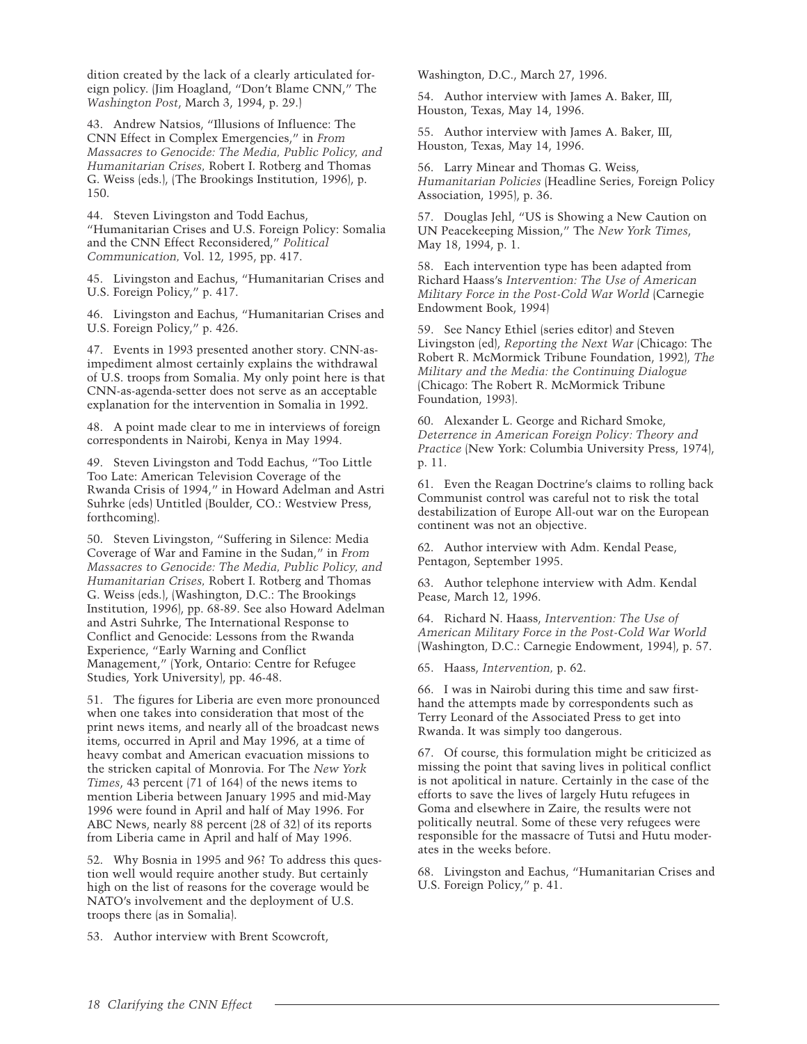dition created by the lack of a clearly articulated foreign policy. (Jim Hoagland, "Don't Blame CNN," The *Washington Post*, March 3, 1994, p. 29.)

43. Andrew Natsios, "Illusions of Influence: The CNN Effect in Complex Emergencies," in *From Massacres to Genocide: The Media, Public Policy, and Humanitarian Crises,* Robert I. Rotberg and Thomas G. Weiss (eds.), (The Brookings Institution, 1996), p. 150.

44. Steven Livingston and Todd Eachus, "Humanitarian Crises and U.S. Foreign Policy: Somalia and the CNN Effect Reconsidered," *Political Communication,* Vol. 12, 1995, pp. 417.

45. Livingston and Eachus, "Humanitarian Crises and U.S. Foreign Policy," p. 417.

46. Livingston and Eachus, "Humanitarian Crises and U.S. Foreign Policy," p. 426.

47. Events in 1993 presented another story. CNN-as-impediment almost certainly explains the withdrawal of U.S. troops from Somalia. My only point here is that CNN-as-agenda-setter does not serve as an acceptable explanation for the intervention in Somalia in 1992.

48. A point made clear to me in interviews of foreign correspondents in Nairobi, Kenya in May 1994.

49. Steven Livingston and Todd Eachus, "Too Little Too Late: American Television Coverage of the Rwanda Crisis of 1994," in Howard Adelman and Astri Suhrke (eds) Untitled (Boulder, CO.: Westview Press, forthcoming).

50. Steven Livingston, "Suffering in Silence: Media Coverage of War and Famine in the Sudan," in *From Massacres to Genocide: The Media, Public Policy, and Humanitarian Crises,* Robert I. Rotberg and Thomas G. Weiss (eds.), (Washington, D.C.: The Brookings Institution, 1996), pp. 68-89. See also Howard Adelman and Astri Suhrke, The International Response to Conflict and Genocide: Lessons from the Rwanda Experience, "Early Warning and Conflict Management," (York, Ontario: Centre for Refugee Studies, York University), pp. 46-48.

51. The figures for Liberia are even more pronounced when one takes into consideration that most of the print news items, and nearly all of the broadcast news items, occurred in April and May 1996, at a time of heavy combat and American evacuation missions to the stricken capital of Monrovia. For The *New York Times*, 43 percent (71 of 164) of the news items to mention Liberia between January 1995 and mid-May 1996 were found in April and half of May 1996. For ABC News, nearly 88 percent (28 of 32) of its reports from Liberia came in April and half of May 1996.

52. Why Bosnia in 1995 and 96? To address this question well would require another study. But certainly high on the list of reasons for the coverage would be NATO's involvement and the deployment of U.S. troops there (as in Somalia).

53. Author interview with Brent Scowcroft, Washington, D.C., March 27, 1996.

54. Author interview with James A. Baker, III, Houston, Texas, May 14, 1996.

55. Author interview with James A. Baker, III, Houston, Texas, May 14, 1996.

56. Larry Minear and Thomas G. Weiss, *Humanitarian Policies* (Headline Series, Foreign Policy Association, 1995), p. 36.

57. Douglas Jehl, "US is Showing a New Caution on UN Peacekeeping Mission," The *New York Times*, May 18, 1994, p. 1.

58. Each intervention type has been adapted from Richard Haass's *Intervention: The Use of American Military Force in the Post-Cold War World* (Carnegie Endowment Book, 1994)

59. See Nancy Ethiel (series editor) and Steven Livingston (ed), *Reporting the Next War* (Chicago: The Robert R. McMormick Tribune Foundation, 1992), *The Military and the Media: the Continuing Dialogue* (Chicago: The Robert R. McMormick Tribune Foundation, 1993).

60. Alexander L. George and Richard Smoke, *Deterrence in American Foreign Policy: Theory and Practice* (New York: Columbia University Press, 1974), p. 11.

61. Even the Reagan Doctrine's claims to rolling back Communist control was careful not to risk the total destabilization of Europe All-out war on the European continent was not an objective.

62. Author interview with Adm. Kendal Pease, Pentagon, September 1995.

63. Author telephone interview with Adm. Kendal Pease, March 12, 1996.

64. Richard N. Haass, *Intervention: The Use of American Military Force in the Post-Cold War World* (Washington, D.C.: Carnegie Endowment, 1994), p. 57.

65. Haass, *Intervention,* p. 62.

66. I was in Nairobi during this time and saw first-hand the attempts made by correspondents such as Terry Leonard of the Associated Press to get into Rwanda. It was simply too dangerous.

67. Of course, this formulation might be criticized as missing the point that saving lives in political conflict is not apolitical in nature. Certainly in the case of the efforts to save the lives of largely Hutu refugees in Goma and elsewhere in Zaire, the results were not politically neutral. Some of these very refugees were responsible for the massacre of Tutsi and Hutu moderates in the weeks before.

68. Livingston and Eachus, "Humanitarian Crises and U.S. Foreign Policy," p. 41.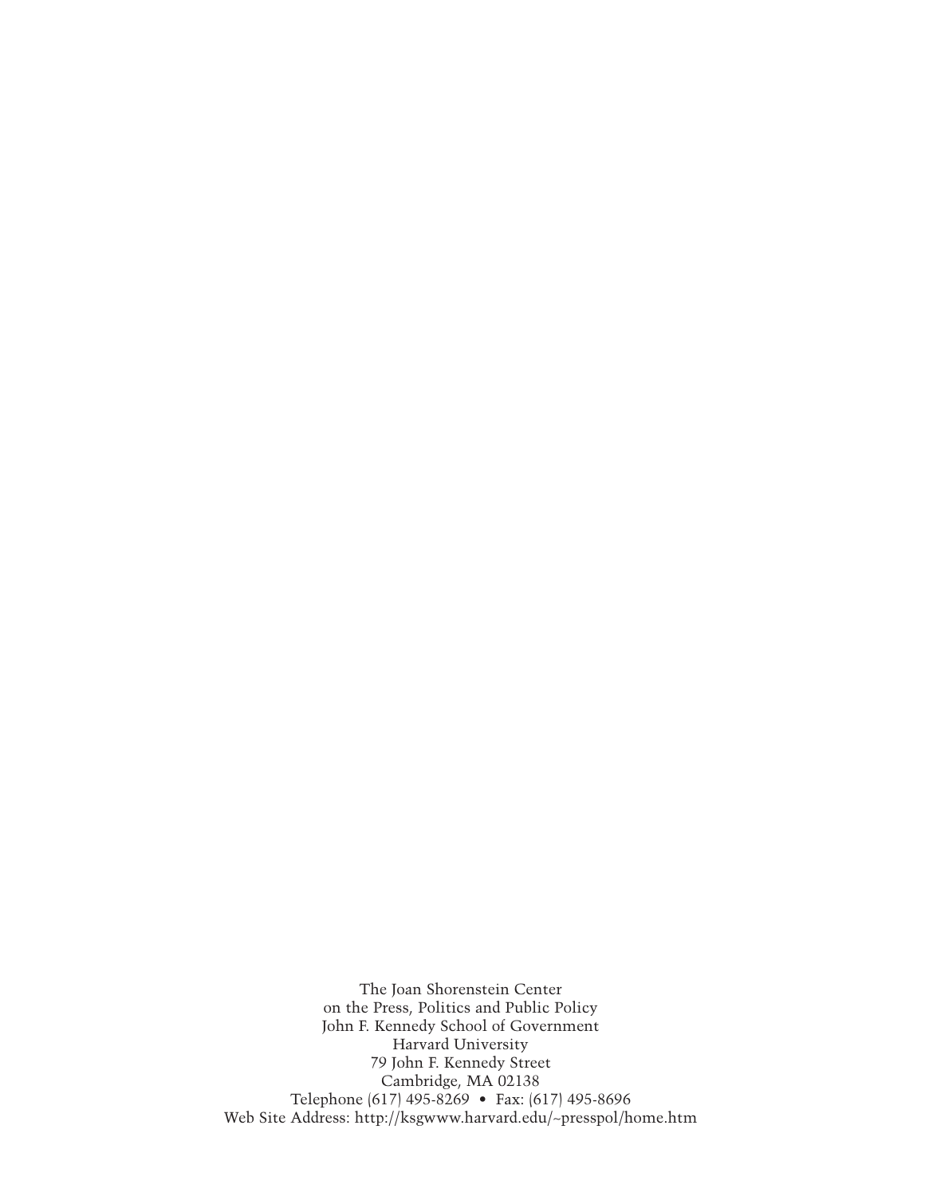The Joan Shorenstein Center
on the Press, Politics and Public Policy
John F. Kennedy School of Government
Harvard University
79 John F. Kennedy Street
Cambridge, MA 02138
Telephone (617) 495-8269 • Fax: (617) 495-8696
Web Site Address: http://ksgwww.harvard.edu/~presspol/home.htm